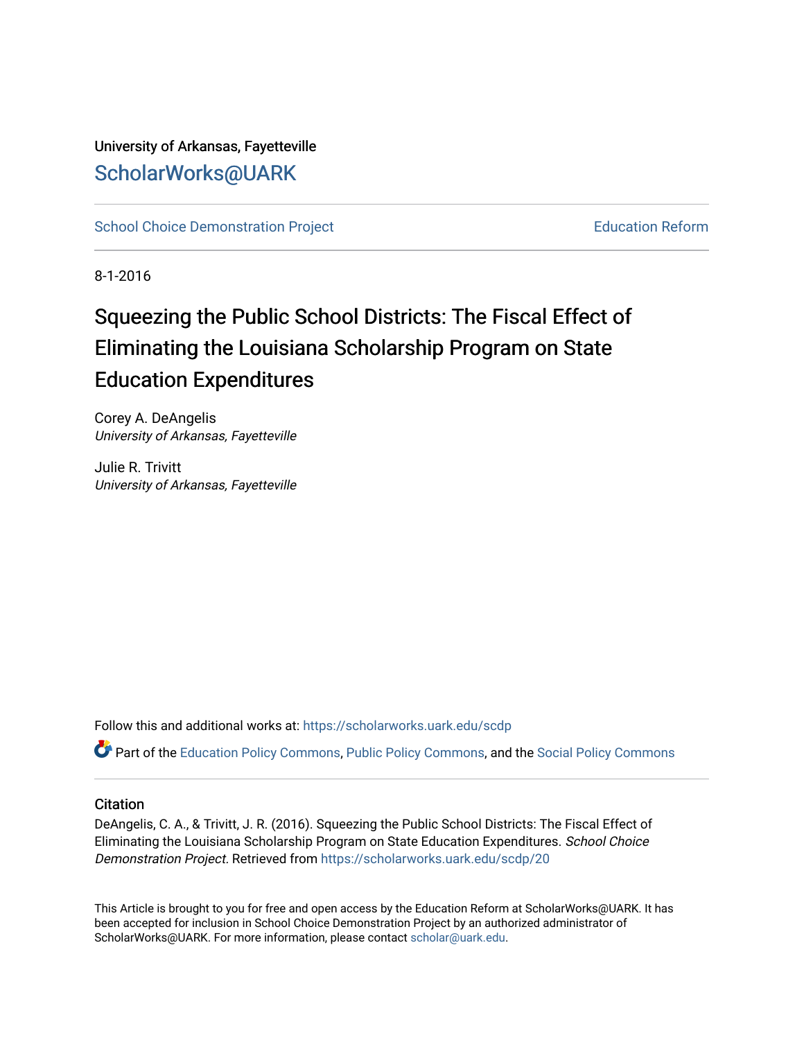University of Arkansas, Fayetteville

ScholarWorks@UARK

School Choice Demonstration Project

Education Reform

8-1-2016

# Squeezing the Public School Districts: The Fiscal Effect of Eliminating the Louisiana Scholarship Program on State Education Expenditures

Corey A. DeAngelis
*University of Arkansas, Fayetteville*

Julie R. Trivitt
*University of Arkansas, Fayetteville*

Follow this and additional works at: https://scholarworks.uark.edu/scdp

Part of the Education Policy Commons, Public Policy Commons, and the Social Policy Commons

## Citation

DeAngelis, C. A., & Trivitt, J. R. (2016). Squeezing the Public School Districts: The Fiscal Effect of Eliminating the Louisiana Scholarship Program on State Education Expenditures. *School Choice Demonstration Project*. Retrieved from https://scholarworks.uark.edu/scdp/20

This Article is brought to you for free and open access by the Education Reform at ScholarWorks@UARK. It has been accepted for inclusion in School Choice Demonstration Project by an authorized administrator of ScholarWorks@UARK. For more information, please contact scholar@uark.edu.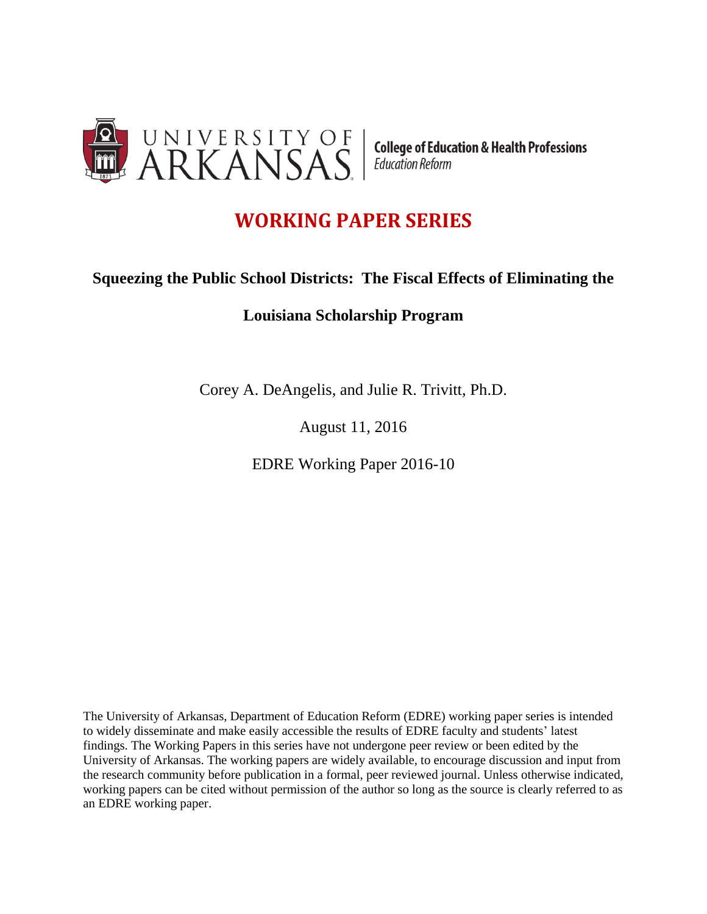# WORKING PAPER SERIES

**Squeezing the Public School Districts: The Fiscal Effects of Eliminating the Louisiana Scholarship Program**

Corey A. DeAngelis, and Julie R. Trivitt, Ph.D.

August 11, 2016

EDRE Working Paper 2016-10

The University of Arkansas, Department of Education Reform (EDRE) working paper series is intended to widely disseminate and make easily accessible the results of EDRE faculty and students' latest findings. The Working Papers in this series have not undergone peer review or been edited by the University of Arkansas. The working papers are widely available, to encourage discussion and input from the research community before publication in a formal, peer reviewed journal. Unless otherwise indicated, working papers can be cited without permission of the author so long as the source is clearly referred to as an EDRE working paper.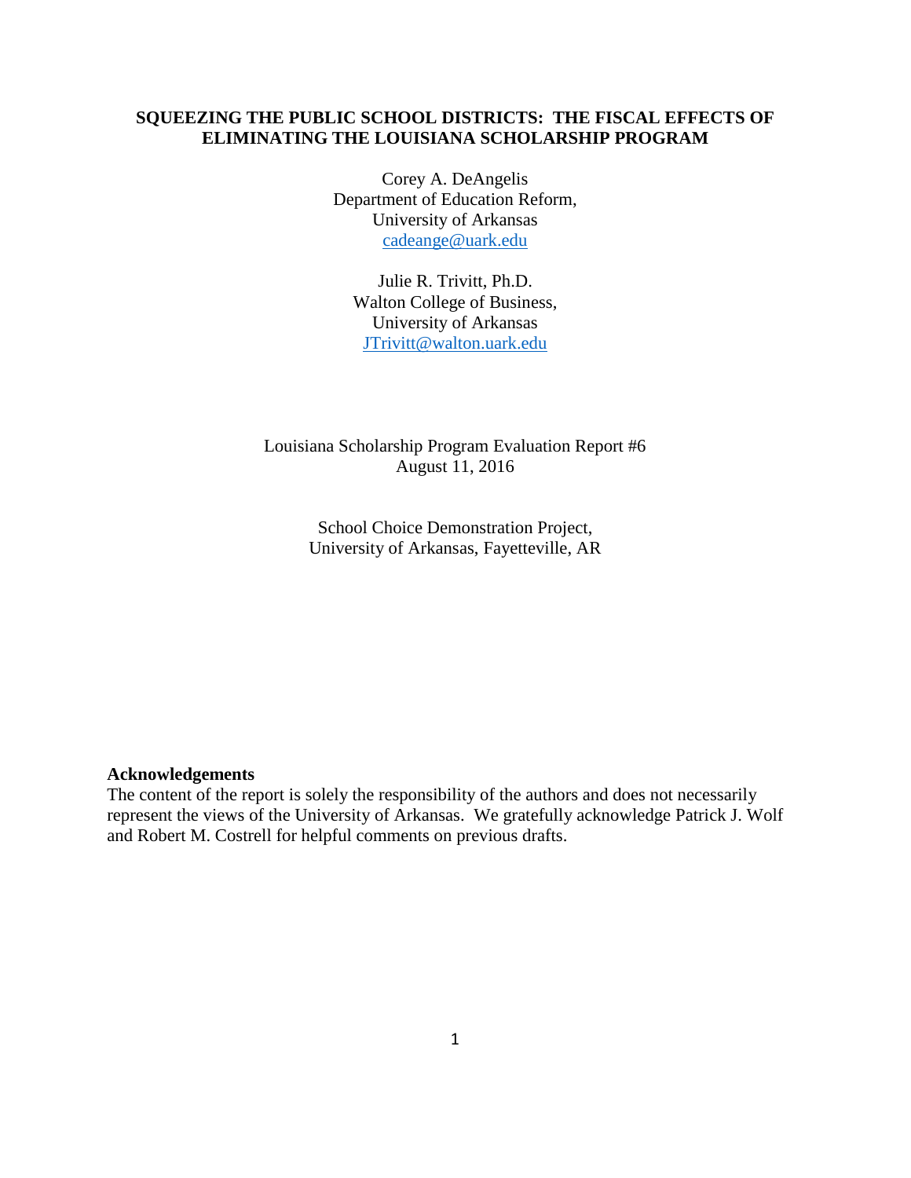# SQUEEZING THE PUBLIC SCHOOL DISTRICTS: THE FISCAL EFFECTS OF ELIMINATING THE LOUISIANA SCHOLARSHIP PROGRAM

Corey A. DeAngelis
Department of Education Reform,
University of Arkansas
cadeange@uark.edu

Julie R. Trivitt, Ph.D.
Walton College of Business,
University of Arkansas
JTrivitt@walton.uark.edu

Louisiana Scholarship Program Evaluation Report #6
August 11, 2016

School Choice Demonstration Project,
University of Arkansas, Fayetteville, AR

**Acknowledgements**
The content of the report is solely the responsibility of the authors and does not necessarily represent the views of the University of Arkansas. We gratefully acknowledge Patrick J. Wolf and Robert M. Costrell for helpful comments on previous drafts.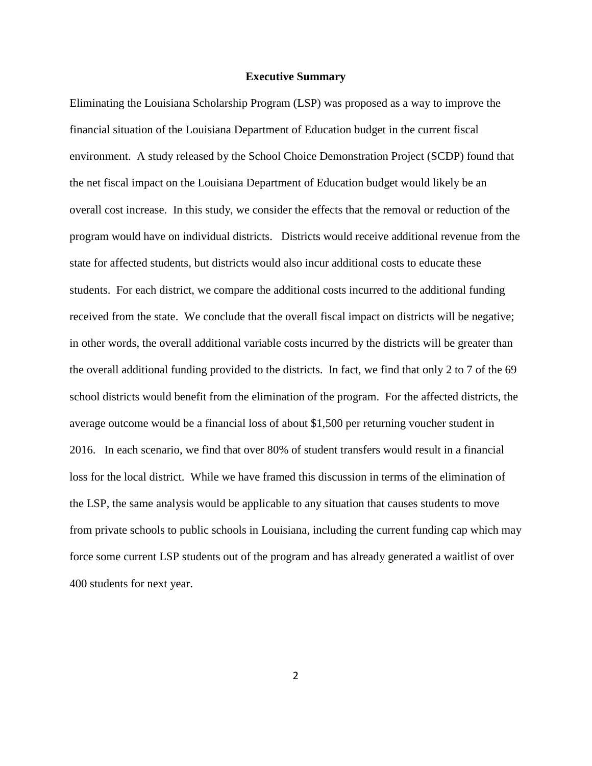## Executive Summary

Eliminating the Louisiana Scholarship Program (LSP) was proposed as a way to improve the financial situation of the Louisiana Department of Education budget in the current fiscal environment. A study released by the School Choice Demonstration Project (SCDP) found that the net fiscal impact on the Louisiana Department of Education budget would likely be an overall cost increase. In this study, we consider the effects that the removal or reduction of the program would have on individual districts. Districts would receive additional revenue from the state for affected students, but districts would also incur additional costs to educate these students. For each district, we compare the additional costs incurred to the additional funding received from the state. We conclude that the overall fiscal impact on districts will be negative; in other words, the overall additional variable costs incurred by the districts will be greater than the overall additional funding provided to the districts. In fact, we find that only 2 to 7 of the 69 school districts would benefit from the elimination of the program. For the affected districts, the average outcome would be a financial loss of about $1,500 per returning voucher student in 2016. In each scenario, we find that over 80% of student transfers would result in a financial loss for the local district. While we have framed this discussion in terms of the elimination of the LSP, the same analysis would be applicable to any situation that causes students to move from private schools to public schools in Louisiana, including the current funding cap which may force some current LSP students out of the program and has already generated a waitlist of over 400 students for next year.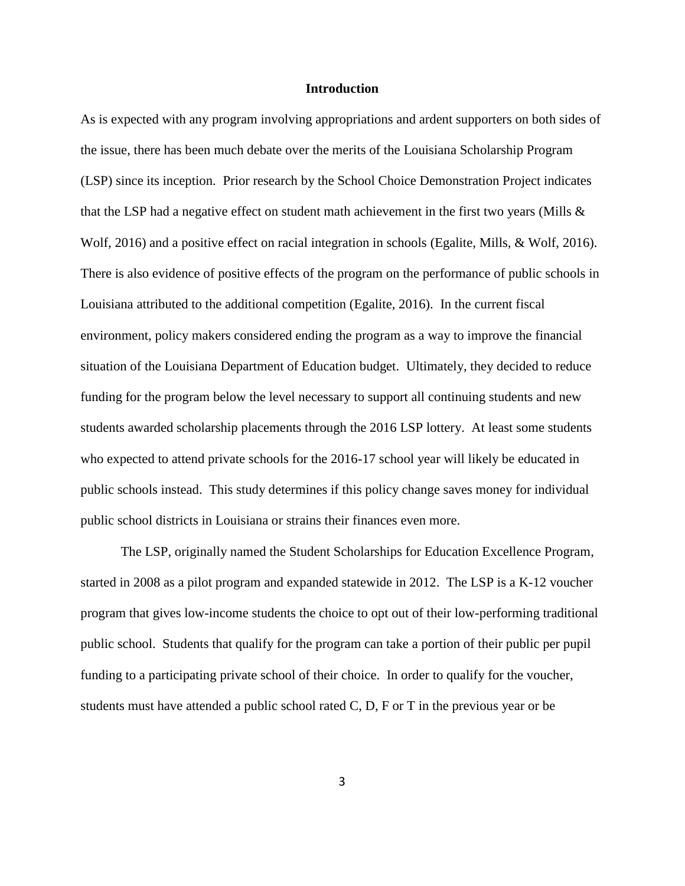## Introduction

As is expected with any program involving appropriations and ardent supporters on both sides of the issue, there has been much debate over the merits of the Louisiana Scholarship Program (LSP) since its inception. Prior research by the School Choice Demonstration Project indicates that the LSP had a negative effect on student math achievement in the first two years (Mills & Wolf, 2016) and a positive effect on racial integration in schools (Egalite, Mills, & Wolf, 2016). There is also evidence of positive effects of the program on the performance of public schools in Louisiana attributed to the additional competition (Egalite, 2016). In the current fiscal environment, policy makers considered ending the program as a way to improve the financial situation of the Louisiana Department of Education budget. Ultimately, they decided to reduce funding for the program below the level necessary to support all continuing students and new students awarded scholarship placements through the 2016 LSP lottery. At least some students who expected to attend private schools for the 2016-17 school year will likely be educated in public schools instead. This study determines if this policy change saves money for individual public school districts in Louisiana or strains their finances even more.

The LSP, originally named the Student Scholarships for Education Excellence Program, started in 2008 as a pilot program and expanded statewide in 2012. The LSP is a K-12 voucher program that gives low-income students the choice to opt out of their low-performing traditional public school. Students that qualify for the program can take a portion of their public per pupil funding to a participating private school of their choice. In order to qualify for the voucher, students must have attended a public school rated C, D, F or T in the previous year or be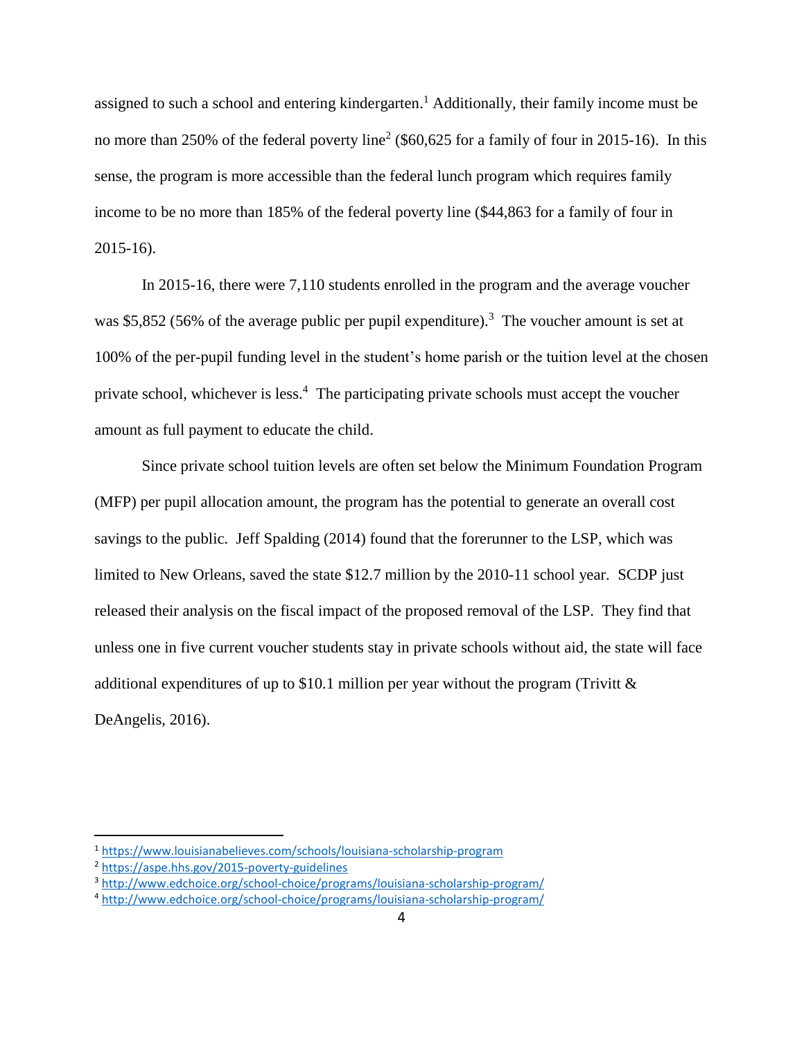assigned to such a school and entering kindergarten.[1] Additionally, their family income must be no more than 250% of the federal poverty line[2] ($60,625 for a family of four in 2015-16). In this sense, the program is more accessible than the federal lunch program which requires family income to be no more than 185% of the federal poverty line ($44,863 for a family of four in 2015-16).

In 2015-16, there were 7,110 students enrolled in the program and the average voucher was $5,852 (56% of the average public per pupil expenditure).[3] The voucher amount is set at 100% of the per-pupil funding level in the student's home parish or the tuition level at the chosen private school, whichever is less.[4] The participating private schools must accept the voucher amount as full payment to educate the child.

Since private school tuition levels are often set below the Minimum Foundation Program (MFP) per pupil allocation amount, the program has the potential to generate an overall cost savings to the public. Jeff Spalding (2014) found that the forerunner to the LSP, which was limited to New Orleans, saved the state $12.7 million by the 2010-11 school year. SCDP just released their analysis on the fiscal impact of the proposed removal of the LSP. They find that unless one in five current voucher students stay in private schools without aid, the state will face additional expenditures of up to $10.1 million per year without the program (Trivitt & DeAngelis, 2016).

---

[1] https://www.louisianabelieves.com/schools/louisiana-scholarship-program

[2] https://aspe.hhs.gov/2015-poverty-guidelines

[3] http://www.edchoice.org/school-choice/programs/louisiana-scholarship-program/

[4] http://www.edchoice.org/school-choice/programs/louisiana-scholarship-program/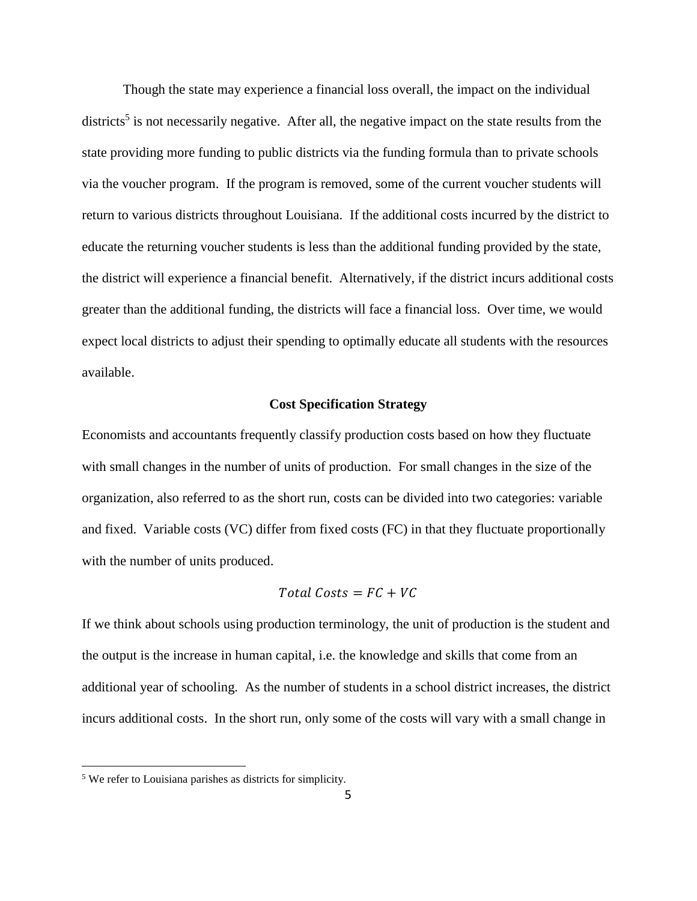Though the state may experience a financial loss overall, the impact on the individual districts[5] is not necessarily negative. After all, the negative impact on the state results from the state providing more funding to public districts via the funding formula than to private schools via the voucher program. If the program is removed, some of the current voucher students will return to various districts throughout Louisiana. If the additional costs incurred by the district to educate the returning voucher students is less than the additional funding provided by the state, the district will experience a financial benefit. Alternatively, if the district incurs additional costs greater than the additional funding, the districts will face a financial loss. Over time, we would expect local districts to adjust their spending to optimally educate all students with the resources available.

### Cost Specification Strategy

Economists and accountants frequently classify production costs based on how they fluctuate with small changes in the number of units of production. For small changes in the size of the organization, also referred to as the short run, costs can be divided into two categories: variable and fixed. Variable costs (VC) differ from fixed costs (FC) in that they fluctuate proportionally with the number of units produced.

$$Total\ Costs = FC + VC$$

If we think about schools using production terminology, the unit of production is the student and the output is the increase in human capital, i.e. the knowledge and skills that come from an additional year of schooling. As the number of students in a school district increases, the district incurs additional costs. In the short run, only some of the costs will vary with a small change in

---

[5] We refer to Louisiana parishes as districts for simplicity.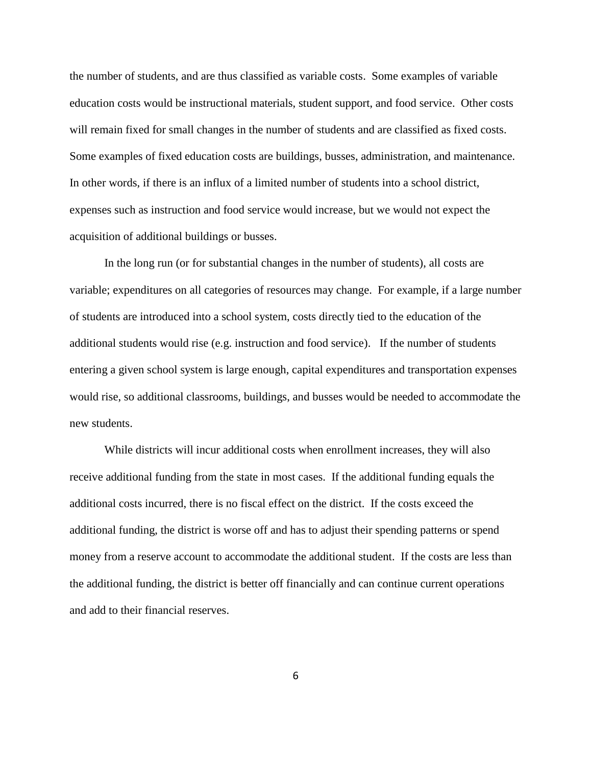the number of students, and are thus classified as variable costs. Some examples of variable education costs would be instructional materials, student support, and food service. Other costs will remain fixed for small changes in the number of students and are classified as fixed costs. Some examples of fixed education costs are buildings, busses, administration, and maintenance. In other words, if there is an influx of a limited number of students into a school district, expenses such as instruction and food service would increase, but we would not expect the acquisition of additional buildings or busses.

In the long run (or for substantial changes in the number of students), all costs are variable; expenditures on all categories of resources may change. For example, if a large number of students are introduced into a school system, costs directly tied to the education of the additional students would rise (e.g. instruction and food service). If the number of students entering a given school system is large enough, capital expenditures and transportation expenses would rise, so additional classrooms, buildings, and busses would be needed to accommodate the new students.

While districts will incur additional costs when enrollment increases, they will also receive additional funding from the state in most cases. If the additional funding equals the additional costs incurred, there is no fiscal effect on the district. If the costs exceed the additional funding, the district is worse off and has to adjust their spending patterns or spend money from a reserve account to accommodate the additional student. If the costs are less than the additional funding, the district is better off financially and can continue current operations and add to their financial reserves.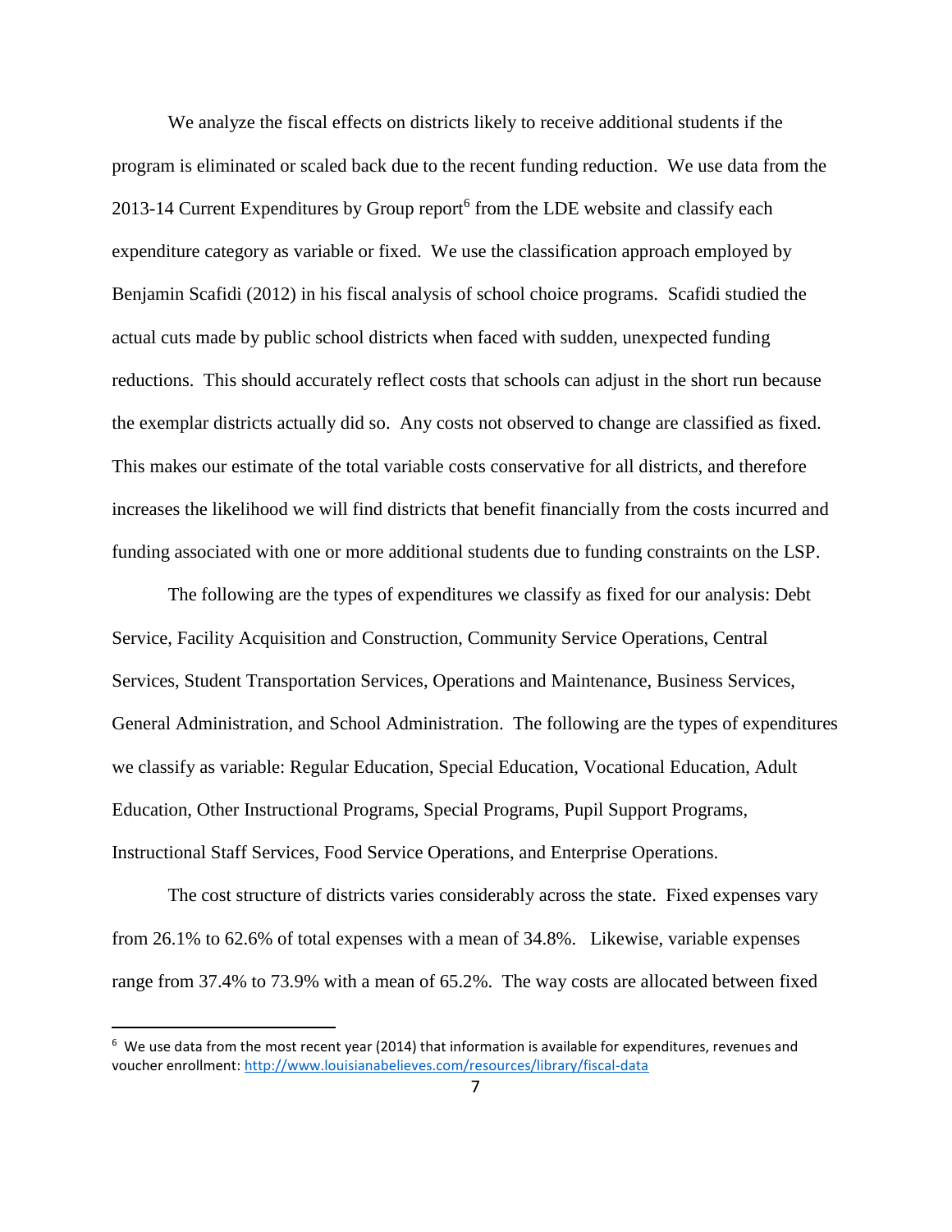We analyze the fiscal effects on districts likely to receive additional students if the program is eliminated or scaled back due to the recent funding reduction. We use data from the 2013-14 Current Expenditures by Group report[6] from the LDE website and classify each expenditure category as variable or fixed. We use the classification approach employed by Benjamin Scafidi (2012) in his fiscal analysis of school choice programs. Scafidi studied the actual cuts made by public school districts when faced with sudden, unexpected funding reductions. This should accurately reflect costs that schools can adjust in the short run because the exemplar districts actually did so. Any costs not observed to change are classified as fixed. This makes our estimate of the total variable costs conservative for all districts, and therefore increases the likelihood we will find districts that benefit financially from the costs incurred and funding associated with one or more additional students due to funding constraints on the LSP.

The following are the types of expenditures we classify as fixed for our analysis: Debt Service, Facility Acquisition and Construction, Community Service Operations, Central Services, Student Transportation Services, Operations and Maintenance, Business Services, General Administration, and School Administration. The following are the types of expenditures we classify as variable: Regular Education, Special Education, Vocational Education, Adult Education, Other Instructional Programs, Special Programs, Pupil Support Programs, Instructional Staff Services, Food Service Operations, and Enterprise Operations.

The cost structure of districts varies considerably across the state. Fixed expenses vary from 26.1% to 62.6% of total expenses with a mean of 34.8%. Likewise, variable expenses range from 37.4% to 73.9% with a mean of 65.2%. The way costs are allocated between fixed

---

[6] We use data from the most recent year (2014) that information is available for expenditures, revenues and voucher enrollment: http://www.louisianabelieves.com/resources/library/fiscal-data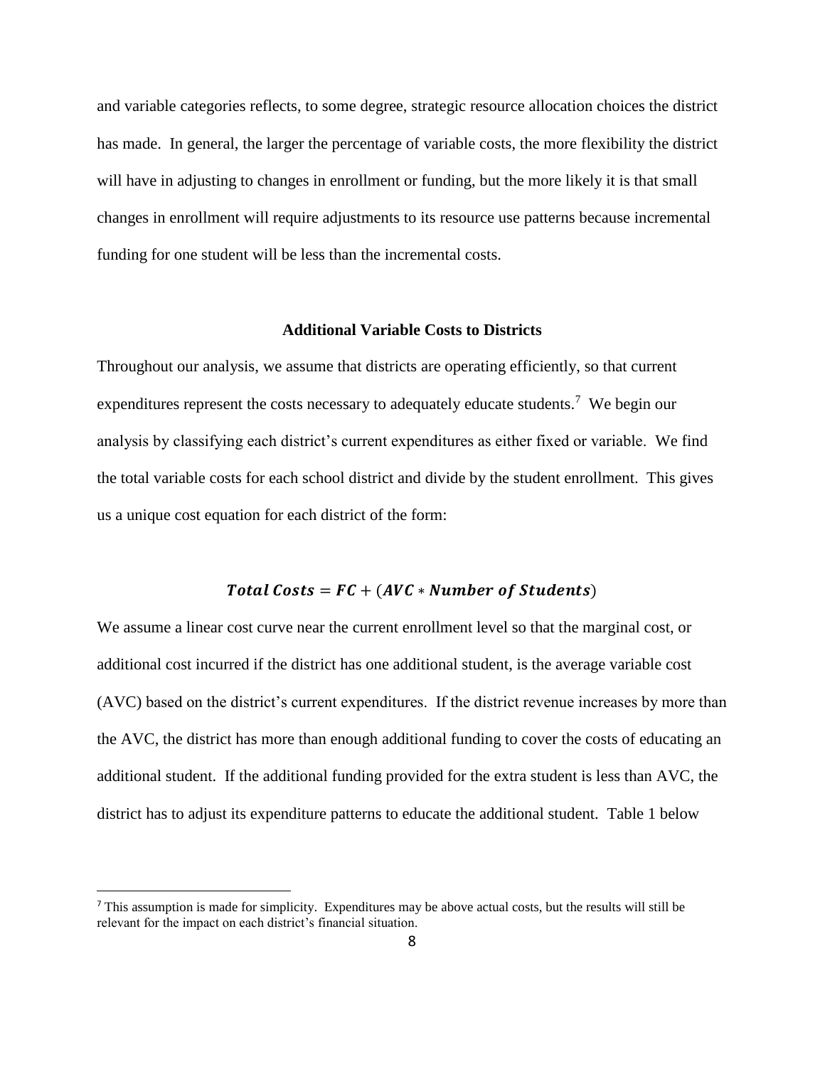and variable categories reflects, to some degree, strategic resource allocation choices the district has made. In general, the larger the percentage of variable costs, the more flexibility the district will have in adjusting to changes in enrollment or funding, but the more likely it is that small changes in enrollment will require adjustments to its resource use patterns because incremental funding for one student will be less than the incremental costs.

### Additional Variable Costs to Districts

Throughout our analysis, we assume that districts are operating efficiently, so that current expenditures represent the costs necessary to adequately educate students.[7] We begin our analysis by classifying each district's current expenditures as either fixed or variable. We find the total variable costs for each school district and divide by the student enrollment. This gives us a unique cost equation for each district of the form:

$$\boldsymbol{Total\ Costs = FC + (AVC * Number\ of\ Students)}$$

We assume a linear cost curve near the current enrollment level so that the marginal cost, or additional cost incurred if the district has one additional student, is the average variable cost (AVC) based on the district's current expenditures. If the district revenue increases by more than the AVC, the district has more than enough additional funding to cover the costs of educating an additional student. If the additional funding provided for the extra student is less than AVC, the district has to adjust its expenditure patterns to educate the additional student. Table 1 below

[7] This assumption is made for simplicity. Expenditures may be above actual costs, but the results will still be relevant for the impact on each district's financial situation.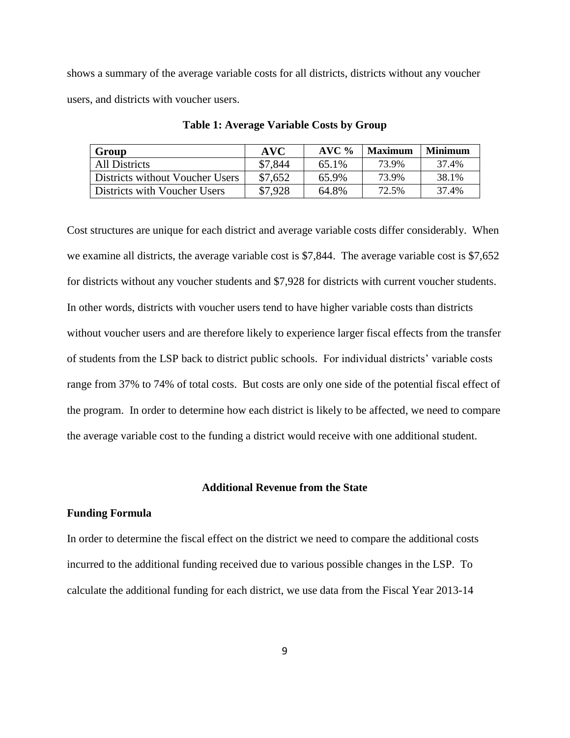shows a summary of the average variable costs for all districts, districts without any voucher users, and districts with voucher users.

**Table 1: Average Variable Costs by Group**

| Group | AVC | AVC % | Maximum | Minimum |
|---|---|---|---|---|
| All Districts | $7,844 | 65.1% | 73.9% | 37.4% |
| Districts without Voucher Users | $7,652 | 65.9% | 73.9% | 38.1% |
| Districts with Voucher Users | $7,928 | 64.8% | 72.5% | 37.4% |

Cost structures are unique for each district and average variable costs differ considerably. When we examine all districts, the average variable cost is $7,844. The average variable cost is $7,652 for districts without any voucher students and $7,928 for districts with current voucher students. In other words, districts with voucher users tend to have higher variable costs than districts without voucher users and are therefore likely to experience larger fiscal effects from the transfer of students from the LSP back to district public schools. For individual districts' variable costs range from 37% to 74% of total costs. But costs are only one side of the potential fiscal effect of the program. In order to determine how each district is likely to be affected, we need to compare the average variable cost to the funding a district would receive with one additional student.

## Additional Revenue from the State

### Funding Formula

In order to determine the fiscal effect on the district we need to compare the additional costs incurred to the additional funding received due to various possible changes in the LSP. To calculate the additional funding for each district, we use data from the Fiscal Year 2013-14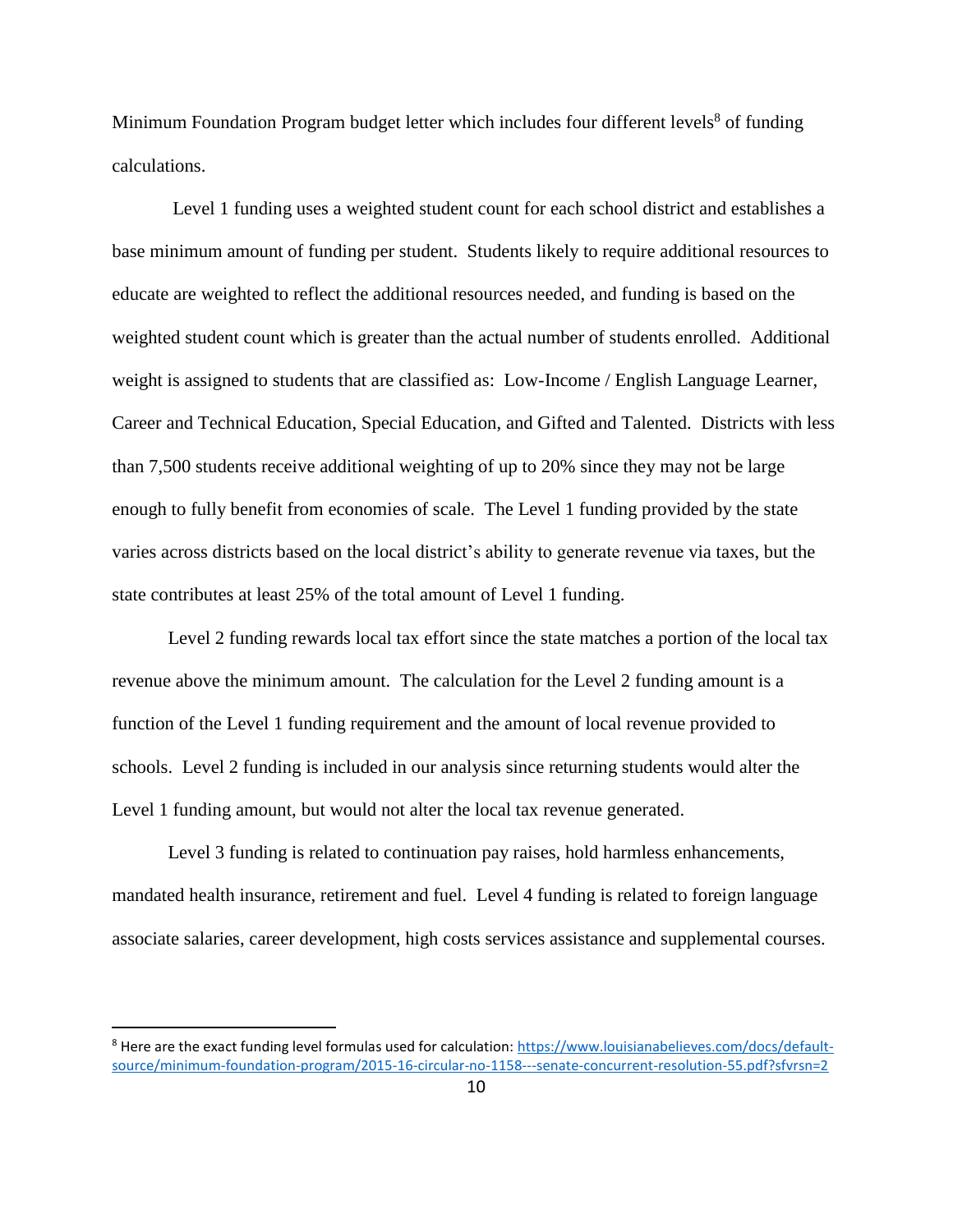Minimum Foundation Program budget letter which includes four different levels[8] of funding calculations.

Level 1 funding uses a weighted student count for each school district and establishes a base minimum amount of funding per student. Students likely to require additional resources to educate are weighted to reflect the additional resources needed, and funding is based on the weighted student count which is greater than the actual number of students enrolled. Additional weight is assigned to students that are classified as: Low-Income / English Language Learner, Career and Technical Education, Special Education, and Gifted and Talented. Districts with less than 7,500 students receive additional weighting of up to 20% since they may not be large enough to fully benefit from economies of scale. The Level 1 funding provided by the state varies across districts based on the local district's ability to generate revenue via taxes, but the state contributes at least 25% of the total amount of Level 1 funding.

Level 2 funding rewards local tax effort since the state matches a portion of the local tax revenue above the minimum amount. The calculation for the Level 2 funding amount is a function of the Level 1 funding requirement and the amount of local revenue provided to schools. Level 2 funding is included in our analysis since returning students would alter the Level 1 funding amount, but would not alter the local tax revenue generated.

Level 3 funding is related to continuation pay raises, hold harmless enhancements, mandated health insurance, retirement and fuel. Level 4 funding is related to foreign language associate salaries, career development, high costs services assistance and supplemental courses.

---

[8] Here are the exact funding level formulas used for calculation: https://www.louisianabelieves.com/docs/default-source/minimum-foundation-program/2015-16-circular-no-1158---senate-concurrent-resolution-55.pdf?sfvrsn=2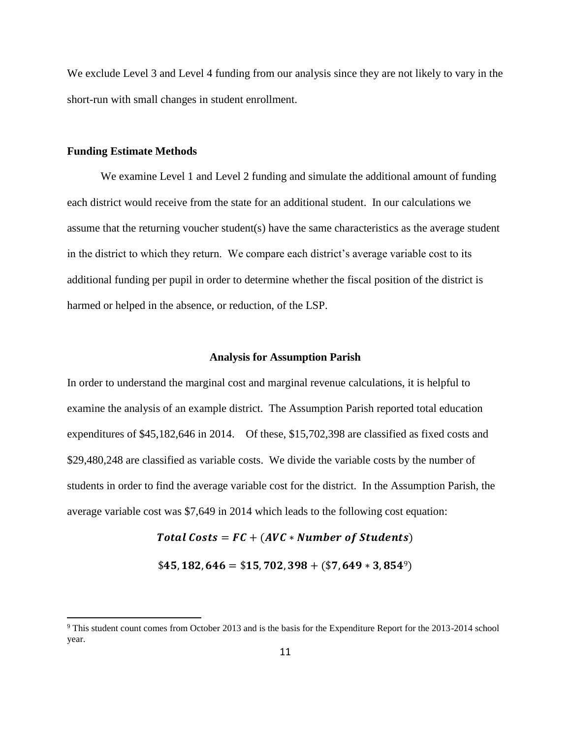We exclude Level 3 and Level 4 funding from our analysis since they are not likely to vary in the short-run with small changes in student enrollment.

### Funding Estimate Methods

We examine Level 1 and Level 2 funding and simulate the additional amount of funding each district would receive from the state for an additional student. In our calculations we assume that the returning voucher student(s) have the same characteristics as the average student in the district to which they return. We compare each district's average variable cost to its additional funding per pupil in order to determine whether the fiscal position of the district is harmed or helped in the absence, or reduction, of the LSP.

### Analysis for Assumption Parish

In order to understand the marginal cost and marginal revenue calculations, it is helpful to examine the analysis of an example district. The Assumption Parish reported total education expenditures of $45,182,646 in 2014. Of these, $15,702,398 are classified as fixed costs and $29,480,248 are classified as variable costs. We divide the variable costs by the number of students in order to find the average variable cost for the district. In the Assumption Parish, the average variable cost was $7,649 in 2014 which leads to the following cost equation:

$$\boldsymbol{Total\ Costs = FC + (AVC * Number\ of\ Students)}$$

$$\boldsymbol{\$45,182,646 = \$15,702,398 + (\$7,649 * 3,854}^{9}\boldsymbol{)}$$

[9] This student count comes from October 2013 and is the basis for the Expenditure Report for the 2013-2014 school year.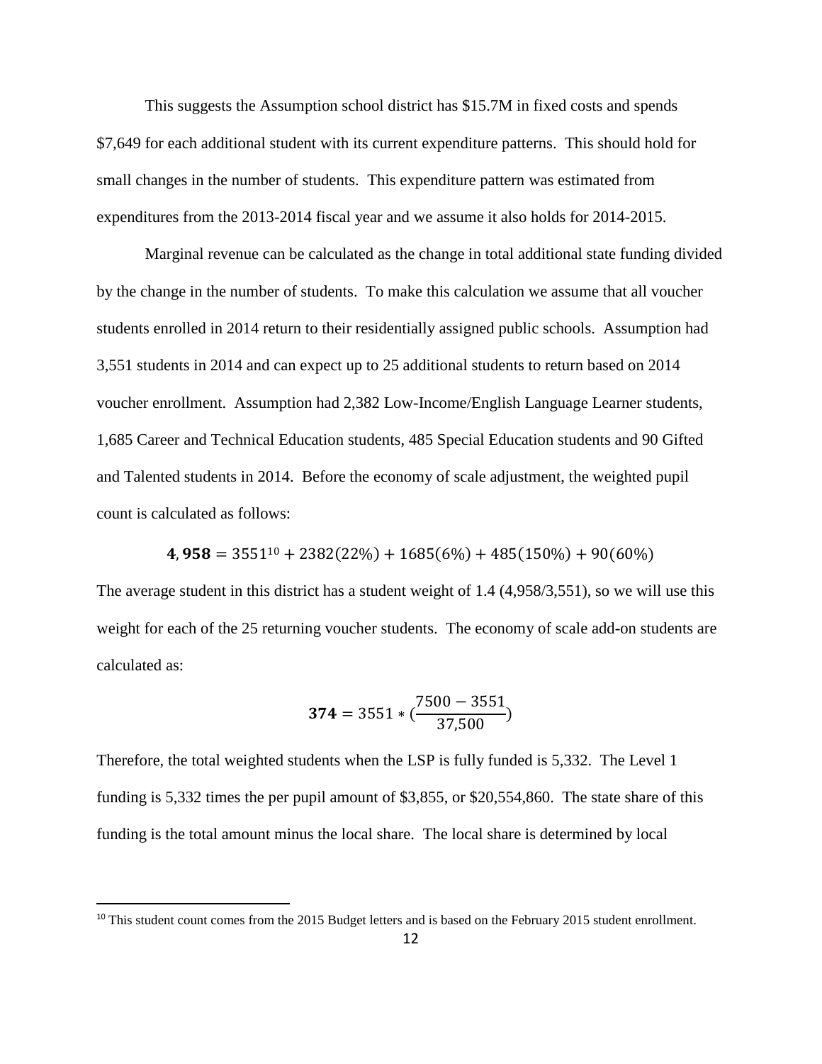This suggests the Assumption school district has \$15.7M in fixed costs and spends \$7,649 for each additional student with its current expenditure patterns. This should hold for small changes in the number of students. This expenditure pattern was estimated from expenditures from the 2013-2014 fiscal year and we assume it also holds for 2014-2015.

Marginal revenue can be calculated as the change in total additional state funding divided by the change in the number of students. To make this calculation we assume that all voucher students enrolled in 2014 return to their residentially assigned public schools. Assumption had 3,551 students in 2014 and can expect up to 25 additional students to return based on 2014 voucher enrollment. Assumption had 2,382 Low-Income/English Language Learner students, 1,685 Career and Technical Education students, 485 Special Education students and 90 Gifted and Talented students in 2014. Before the economy of scale adjustment, the weighted pupil count is calculated as follows:

$$\mathbf{4,958} = 3551^{[10]} + 2382(22\%) + 1685(6\%) + 485(150\%) + 90(60\%)$$

The average student in this district has a student weight of 1.4 (4,958/3,551), so we will use this weight for each of the 25 returning voucher students. The economy of scale add-on students are calculated as:

$$\mathbf{374} = 3551 * \left(\frac{7500 - 3551}{37{,}500}\right)$$

Therefore, the total weighted students when the LSP is fully funded is 5,332. The Level 1 funding is 5,332 times the per pupil amount of \$3,855, or \$20,554,860. The state share of this funding is the total amount minus the local share. The local share is determined by local

[10] This student count comes from the 2015 Budget letters and is based on the February 2015 student enrollment.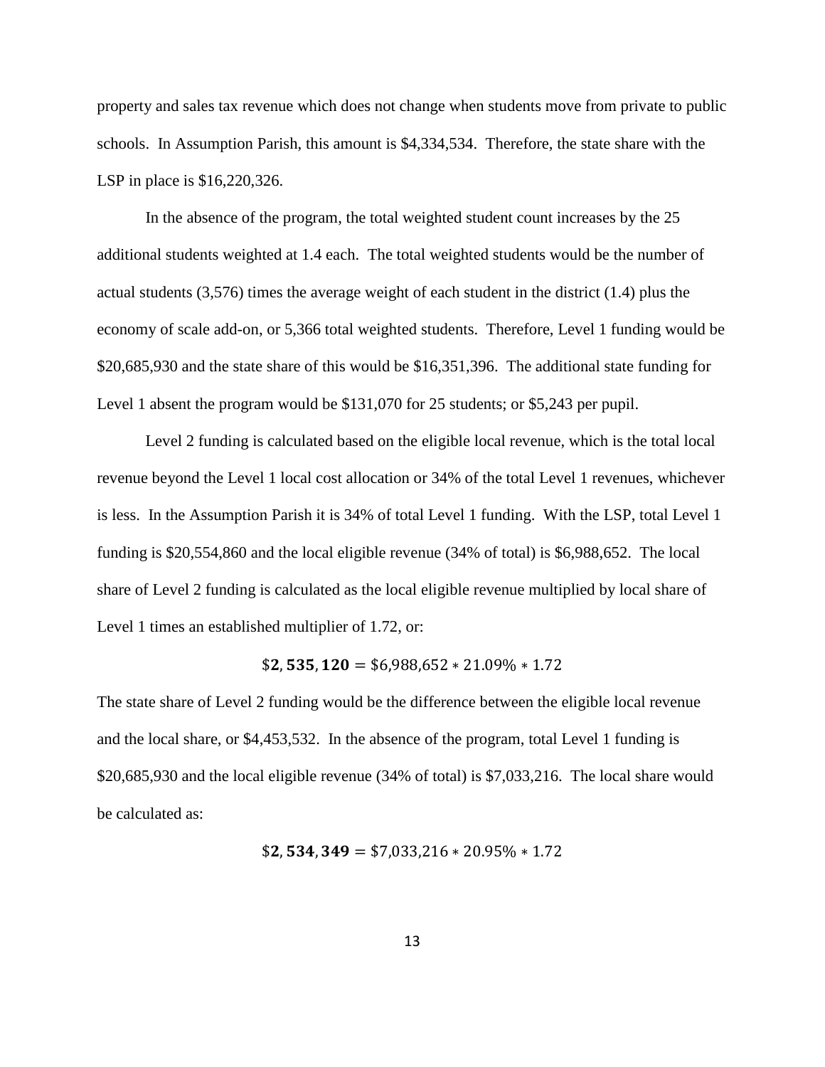property and sales tax revenue which does not change when students move from private to public schools. In Assumption Parish, this amount is \$4,334,534. Therefore, the state share with the LSP in place is \$16,220,326.

In the absence of the program, the total weighted student count increases by the 25 additional students weighted at 1.4 each. The total weighted students would be the number of actual students (3,576) times the average weight of each student in the district (1.4) plus the economy of scale add-on, or 5,366 total weighted students. Therefore, Level 1 funding would be \$20,685,930 and the state share of this would be \$16,351,396. The additional state funding for Level 1 absent the program would be \$131,070 for 25 students; or \$5,243 per pupil.

Level 2 funding is calculated based on the eligible local revenue, which is the total local revenue beyond the Level 1 local cost allocation or 34% of the total Level 1 revenues, whichever is less. In the Assumption Parish it is 34% of total Level 1 funding. With the LSP, total Level 1 funding is \$20,554,860 and the local eligible revenue (34% of total) is \$6,988,652. The local share of Level 2 funding is calculated as the local eligible revenue multiplied by local share of Level 1 times an established multiplier of 1.72, or:

$$\$\mathbf{2,535,120} = \$6{,}988{,}652 * 21.09\% * 1.72$$

The state share of Level 2 funding would be the difference between the eligible local revenue and the local share, or \$4,453,532. In the absence of the program, total Level 1 funding is \$20,685,930 and the local eligible revenue (34% of total) is \$7,033,216. The local share would be calculated as:

$$\$\mathbf{2,534,349} = \$7{,}033{,}216 * 20.95\% * 1.72$$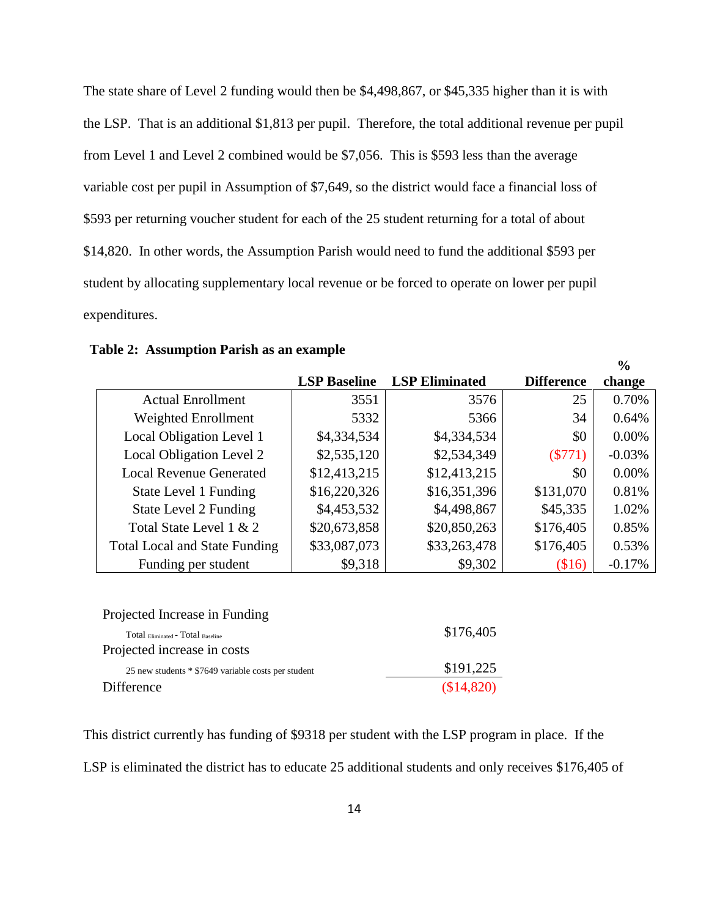The state share of Level 2 funding would then be $4,498,867, or $45,335 higher than it is with the LSP. That is an additional $1,813 per pupil. Therefore, the total additional revenue per pupil from Level 1 and Level 2 combined would be $7,056. This is $593 less than the average variable cost per pupil in Assumption of $7,649, so the district would face a financial loss of $593 per returning voucher student for each of the 25 student returning for a total of about $14,820. In other words, the Assumption Parish would need to fund the additional $593 per student by allocating supplementary local revenue or be forced to operate on lower per pupil expenditures.

**Table 2: Assumption Parish as an example**

| | LSP Baseline | LSP Eliminated | Difference | % change |
|---|---|---|---|---|
| Actual Enrollment | 3551 | 3576 | 25 | 0.70% |
| Weighted Enrollment | 5332 | 5366 | 34 | 0.64% |
| Local Obligation Level 1 | $4,334,534 | $4,334,534 | $0 | 0.00% |
| Local Obligation Level 2 | $2,535,120 | $2,534,349 | ($771) | -0.03% |
| Local Revenue Generated | $12,413,215 | $12,413,215 | $0 | 0.00% |
| State Level 1 Funding | $16,220,326 | $16,351,396 | $131,070 | 0.81% |
| State Level 2 Funding | $4,453,532 | $4,498,867 | $45,335 | 1.02% |
| Total State Level 1 & 2 | $20,673,858 | $20,850,263 | $176,405 | 0.85% |
| Total Local and State Funding | $33,087,073 | $33,263,478 | $176,405 | 0.53% |
| Funding per student | $9,318 | $9,302 | ($16) | -0.17% |

| | |
|---|---|
| Projected Increase in Funding<br>Total $_{Eliminated}$ - Total $_{Baseline}$ | $176,405 |
| Projected increase in costs<br>25 new students * $7649 variable costs per student | $191,225 |
| Difference | ($14,820) |

This district currently has funding of $9318 per student with the LSP program in place. If the LSP is eliminated the district has to educate 25 additional students and only receives $176,405 of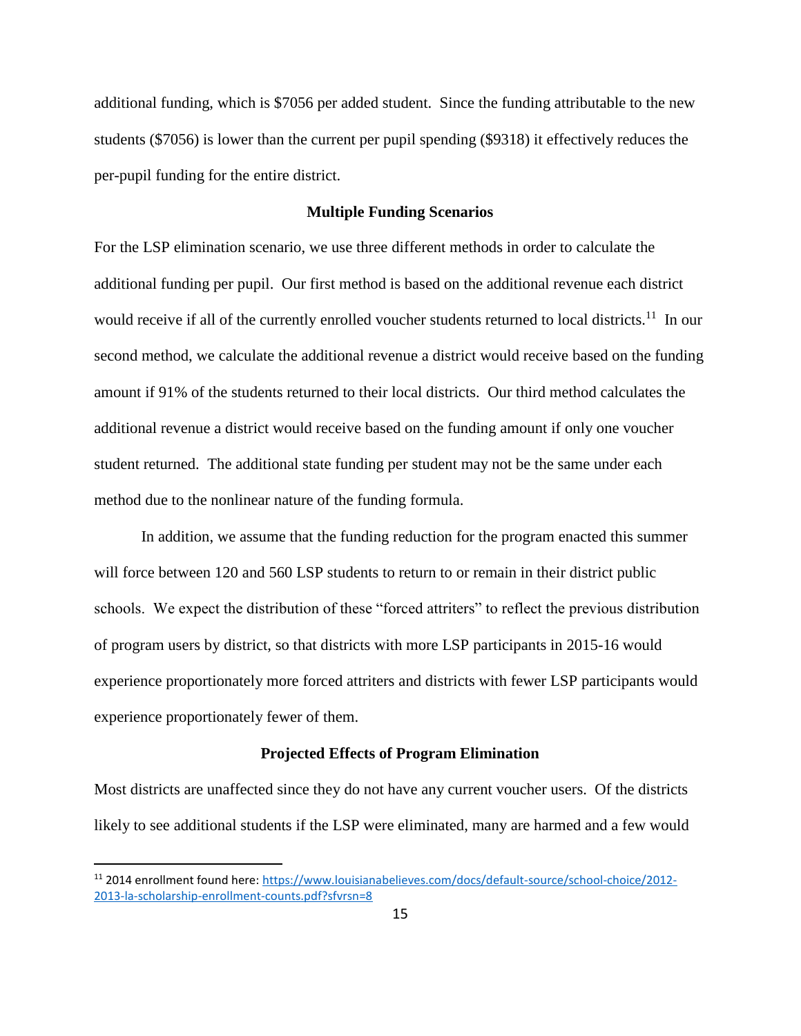additional funding, which is $7056 per added student. Since the funding attributable to the new students ($7056) is lower than the current per pupil spending ($9318) it effectively reduces the per-pupil funding for the entire district.

### Multiple Funding Scenarios

For the LSP elimination scenario, we use three different methods in order to calculate the additional funding per pupil. Our first method is based on the additional revenue each district would receive if all of the currently enrolled voucher students returned to local districts.[11] In our second method, we calculate the additional revenue a district would receive based on the funding amount if 91% of the students returned to their local districts. Our third method calculates the additional revenue a district would receive based on the funding amount if only one voucher student returned. The additional state funding per student may not be the same under each method due to the nonlinear nature of the funding formula.

In addition, we assume that the funding reduction for the program enacted this summer will force between 120 and 560 LSP students to return to or remain in their district public schools. We expect the distribution of these "forced attriters" to reflect the previous distribution of program users by district, so that districts with more LSP participants in 2015-16 would experience proportionately more forced attriters and districts with fewer LSP participants would experience proportionately fewer of them.

### Projected Effects of Program Elimination

Most districts are unaffected since they do not have any current voucher users. Of the districts likely to see additional students if the LSP were eliminated, many are harmed and a few would

[11] 2014 enrollment found here: https://www.louisianabelieves.com/docs/default-source/school-choice/2012-2013-la-scholarship-enrollment-counts.pdf?sfvrsn=8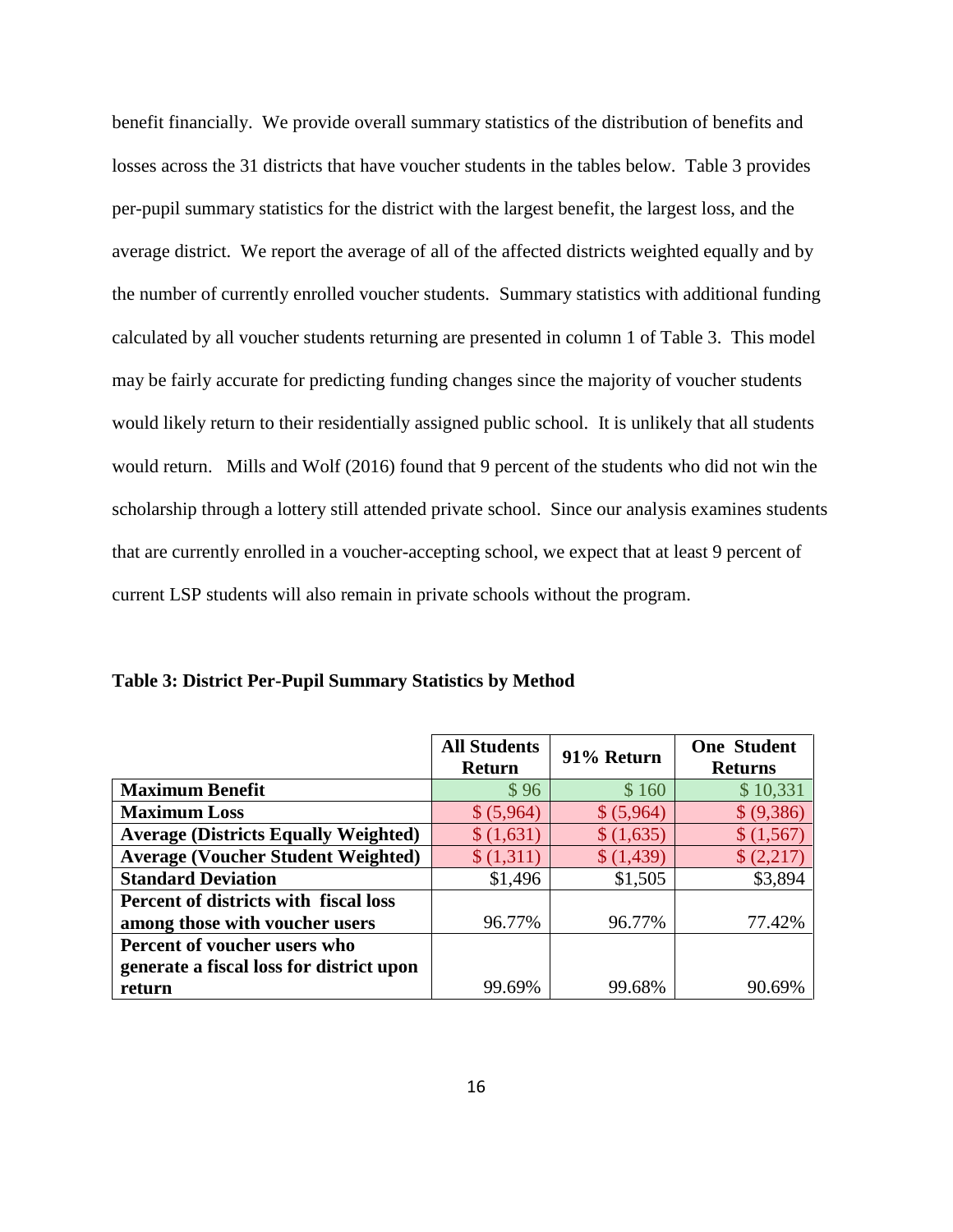benefit financially. We provide overall summary statistics of the distribution of benefits and losses across the 31 districts that have voucher students in the tables below. Table 3 provides per-pupil summary statistics for the district with the largest benefit, the largest loss, and the average district. We report the average of all of the affected districts weighted equally and by the number of currently enrolled voucher students. Summary statistics with additional funding calculated by all voucher students returning are presented in column 1 of Table 3. This model may be fairly accurate for predicting funding changes since the majority of voucher students would likely return to their residentially assigned public school. It is unlikely that all students would return. Mills and Wolf (2016) found that 9 percent of the students who did not win the scholarship through a lottery still attended private school. Since our analysis examines students that are currently enrolled in a voucher-accepting school, we expect that at least 9 percent of current LSP students will also remain in private schools without the program.

**Table 3: District Per-Pupil Summary Statistics by Method**

| | All Students Return | 91% Return | One Student Returns |
|---|---|---|---|
| **Maximum Benefit** | $ 96 | $ 160 | $ 10,331 |
| **Maximum Loss** | $ (5,964) | $ (5,964) | $ (9,386) |
| **Average (Districts Equally Weighted)** | $ (1,631) | $ (1,635) | $ (1,567) |
| **Average (Voucher Student Weighted)** | $ (1,311) | $ (1,439) | $ (2,217) |
| **Standard Deviation** | $1,496 | $1,505 | $3,894 |
| **Percent of districts with fiscal loss among those with voucher users** | 96.77% | 96.77% | 77.42% |
| **Percent of voucher users who generate a fiscal loss for district upon return** | 99.69% | 99.68% | 90.69% |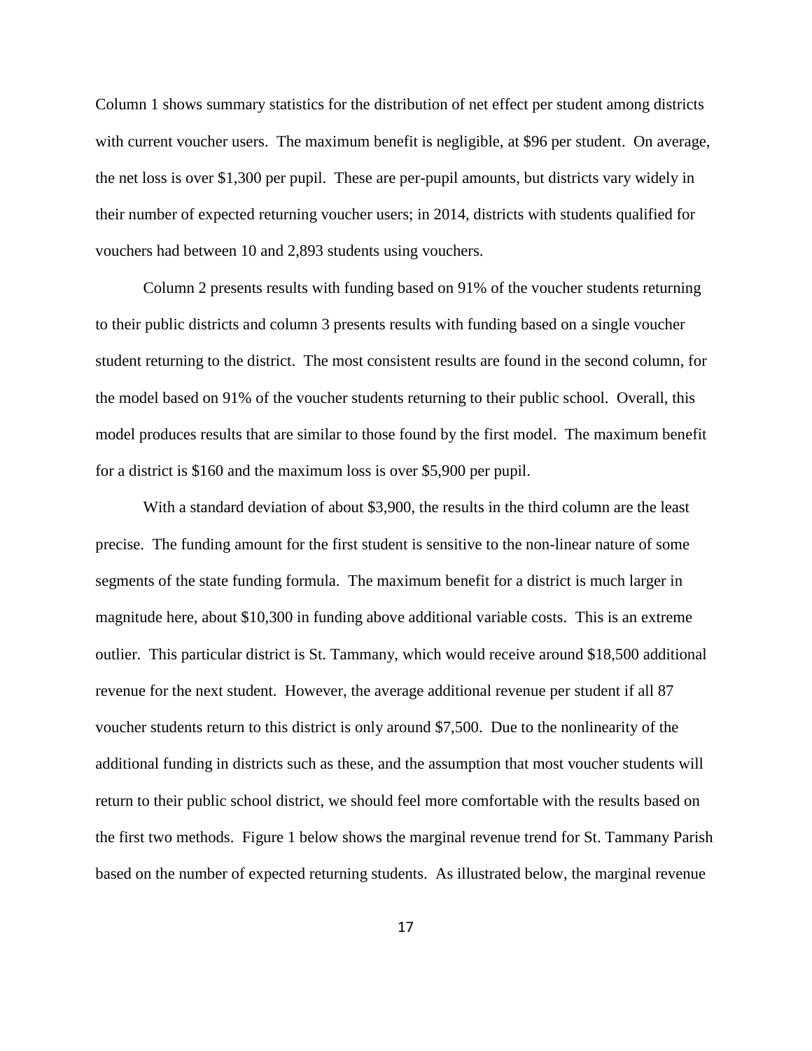Column 1 shows summary statistics for the distribution of net effect per student among districts with current voucher users. The maximum benefit is negligible, at $96 per student. On average, the net loss is over $1,300 per pupil. These are per-pupil amounts, but districts vary widely in their number of expected returning voucher users; in 2014, districts with students qualified for vouchers had between 10 and 2,893 students using vouchers.

Column 2 presents results with funding based on 91% of the voucher students returning to their public districts and column 3 presents results with funding based on a single voucher student returning to the district. The most consistent results are found in the second column, for the model based on 91% of the voucher students returning to their public school. Overall, this model produces results that are similar to those found by the first model. The maximum benefit for a district is $160 and the maximum loss is over $5,900 per pupil.

With a standard deviation of about $3,900, the results in the third column are the least precise. The funding amount for the first student is sensitive to the non-linear nature of some segments of the state funding formula. The maximum benefit for a district is much larger in magnitude here, about $10,300 in funding above additional variable costs. This is an extreme outlier. This particular district is St. Tammany, which would receive around $18,500 additional revenue for the next student. However, the average additional revenue per student if all 87 voucher students return to this district is only around $7,500. Due to the nonlinearity of the additional funding in districts such as these, and the assumption that most voucher students will return to their public school district, we should feel more comfortable with the results based on the first two methods. Figure 1 below shows the marginal revenue trend for St. Tammany Parish based on the number of expected returning students. As illustrated below, the marginal revenue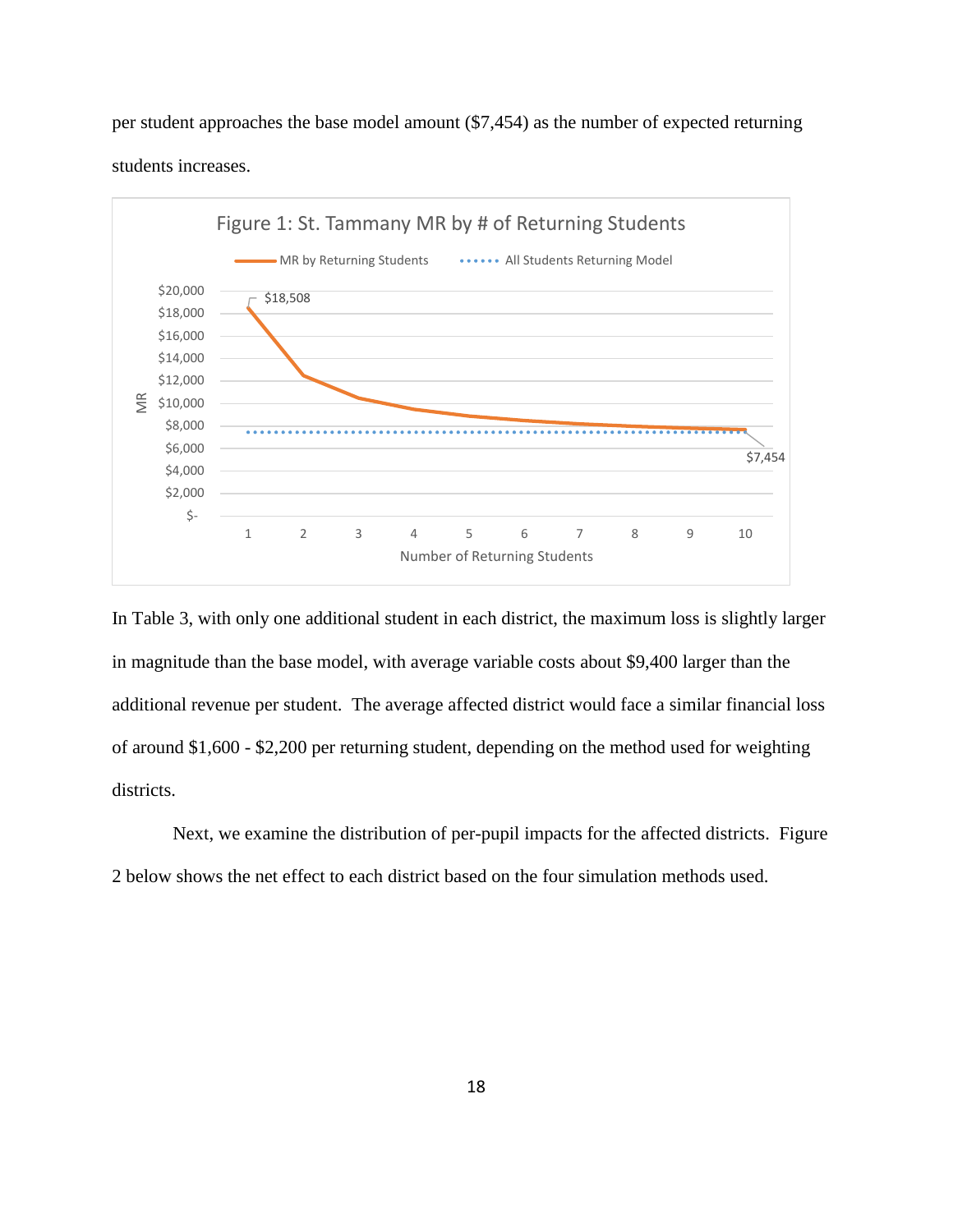per student approaches the base model amount ($7,454) as the number of expected returning students increases.

Figure 1: St. Tammany MR by # of Returning Students

In Table 3, with only one additional student in each district, the maximum loss is slightly larger in magnitude than the base model, with average variable costs about $9,400 larger than the additional revenue per student. The average affected district would face a similar financial loss of around $1,600 - $2,200 per returning student, depending on the method used for weighting districts.

Next, we examine the distribution of per-pupil impacts for the affected districts. Figure 2 below shows the net effect to each district based on the four simulation methods used.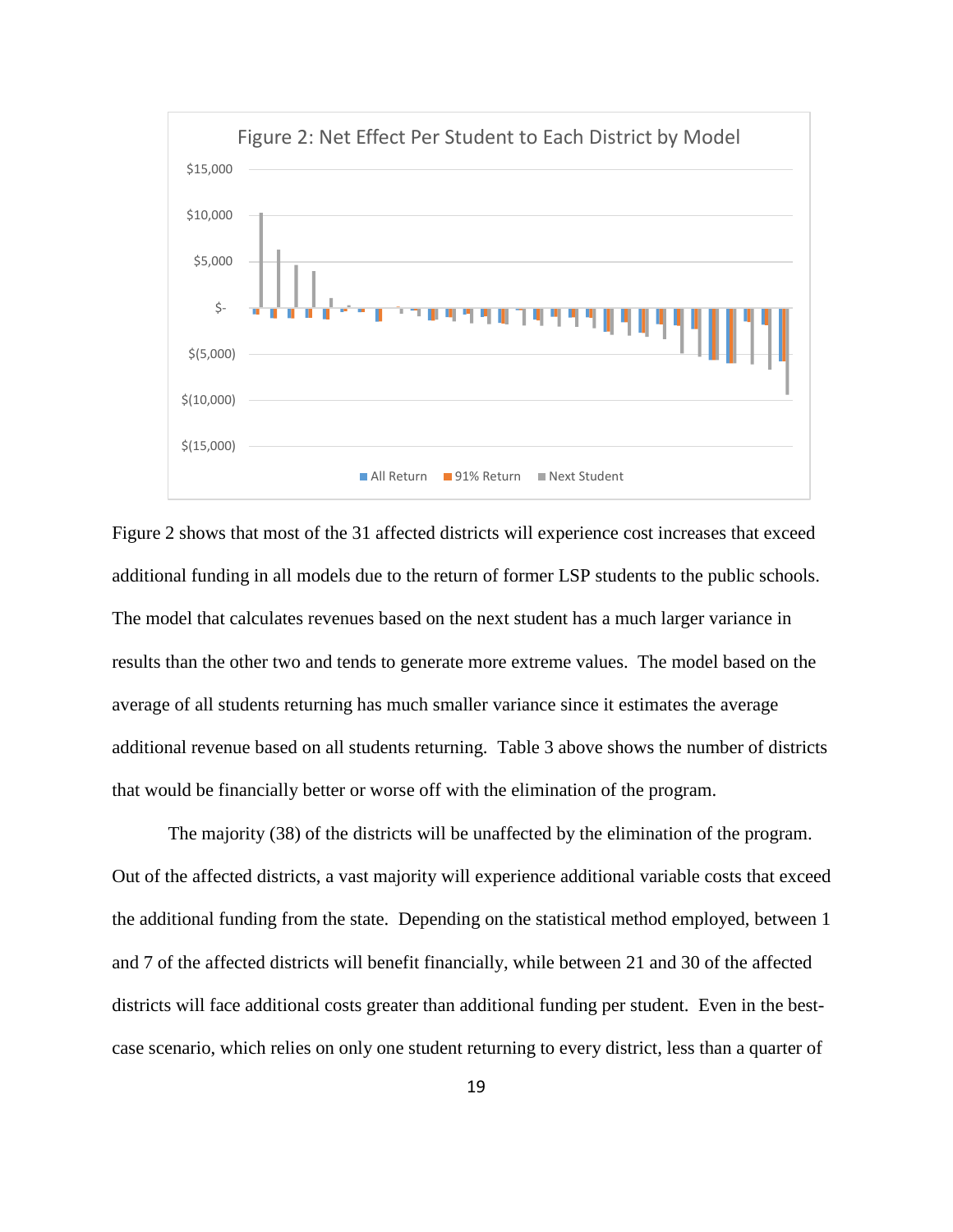Figure 2: Net Effect Per Student to Each District by Model

Figure 2 shows that most of the 31 affected districts will experience cost increases that exceed additional funding in all models due to the return of former LSP students to the public schools. The model that calculates revenues based on the next student has a much larger variance in results than the other two and tends to generate more extreme values. The model based on the average of all students returning has much smaller variance since it estimates the average additional revenue based on all students returning. Table 3 above shows the number of districts that would be financially better or worse off with the elimination of the program.

The majority (38) of the districts will be unaffected by the elimination of the program. Out of the affected districts, a vast majority will experience additional variable costs that exceed the additional funding from the state. Depending on the statistical method employed, between 1 and 7 of the affected districts will benefit financially, while between 21 and 30 of the affected districts will face additional costs greater than additional funding per student. Even in the best-case scenario, which relies on only one student returning to every district, less than a quarter of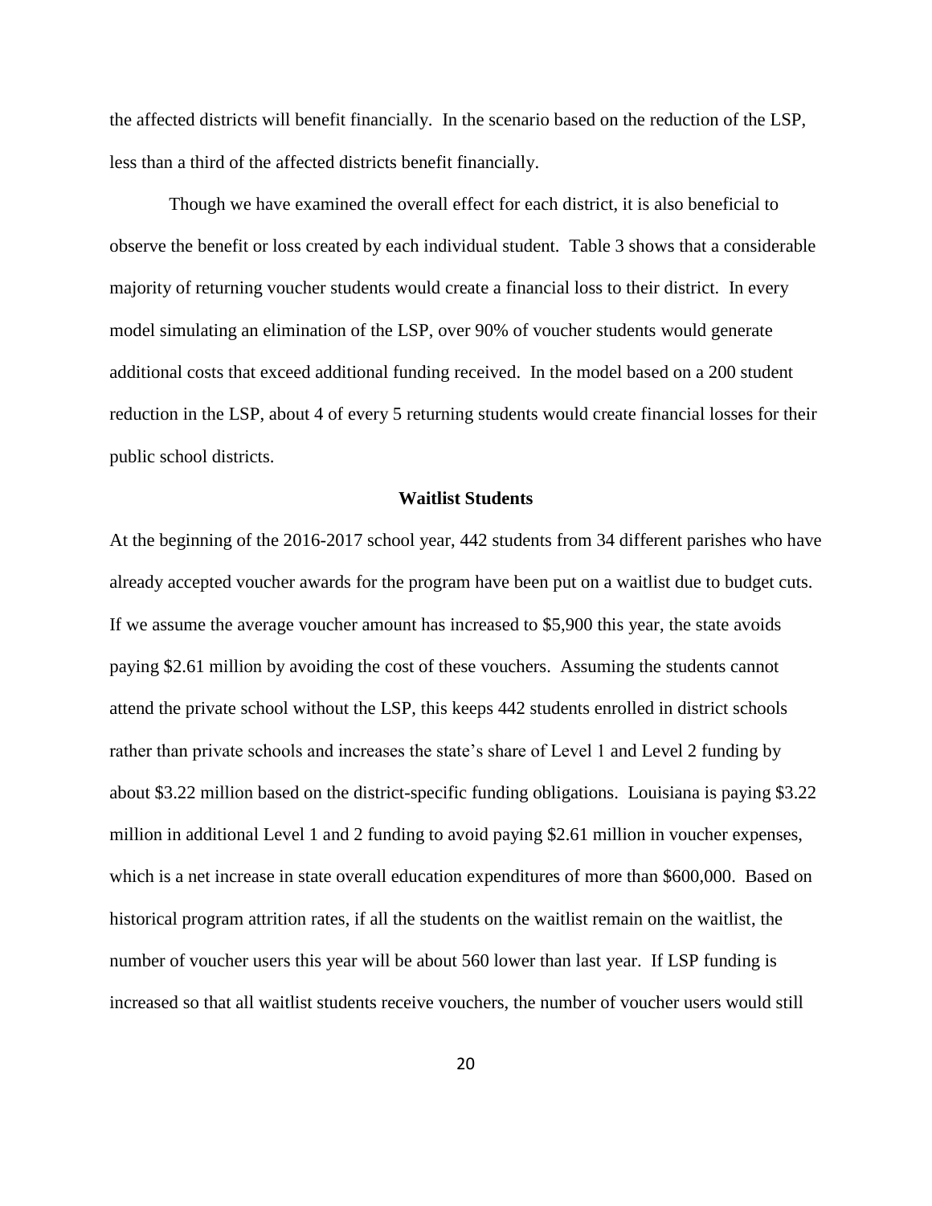the affected districts will benefit financially. In the scenario based on the reduction of the LSP, less than a third of the affected districts benefit financially.

Though we have examined the overall effect for each district, it is also beneficial to observe the benefit or loss created by each individual student. Table 3 shows that a considerable majority of returning voucher students would create a financial loss to their district. In every model simulating an elimination of the LSP, over 90% of voucher students would generate additional costs that exceed additional funding received. In the model based on a 200 student reduction in the LSP, about 4 of every 5 returning students would create financial losses for their public school districts.

### Waitlist Students

At the beginning of the 2016-2017 school year, 442 students from 34 different parishes who have already accepted voucher awards for the program have been put on a waitlist due to budget cuts. If we assume the average voucher amount has increased to $5,900 this year, the state avoids paying $2.61 million by avoiding the cost of these vouchers. Assuming the students cannot attend the private school without the LSP, this keeps 442 students enrolled in district schools rather than private schools and increases the state's share of Level 1 and Level 2 funding by about $3.22 million based on the district-specific funding obligations. Louisiana is paying $3.22 million in additional Level 1 and 2 funding to avoid paying $2.61 million in voucher expenses, which is a net increase in state overall education expenditures of more than $600,000. Based on historical program attrition rates, if all the students on the waitlist remain on the waitlist, the number of voucher users this year will be about 560 lower than last year. If LSP funding is increased so that all waitlist students receive vouchers, the number of voucher users would still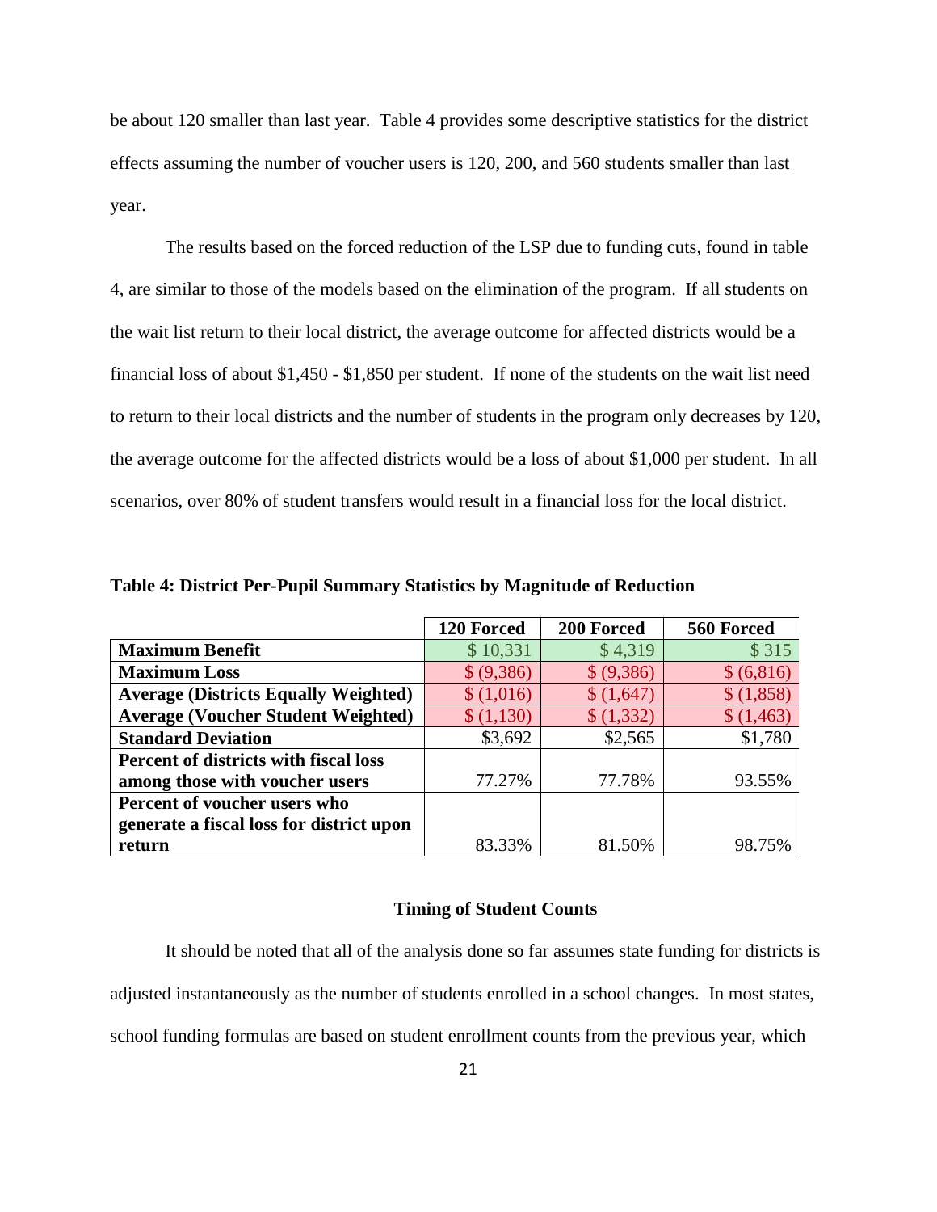be about 120 smaller than last year. Table 4 provides some descriptive statistics for the district effects assuming the number of voucher users is 120, 200, and 560 students smaller than last year.

The results based on the forced reduction of the LSP due to funding cuts, found in table 4, are similar to those of the models based on the elimination of the program. If all students on the wait list return to their local district, the average outcome for affected districts would be a financial loss of about $1,450 - $1,850 per student. If none of the students on the wait list need to return to their local districts and the number of students in the program only decreases by 120, the average outcome for the affected districts would be a loss of about $1,000 per student. In all scenarios, over 80% of student transfers would result in a financial loss for the local district.

**Table 4: District Per-Pupil Summary Statistics by Magnitude of Reduction**

| | 120 Forced | 200 Forced | 560 Forced |
|---|---|---|---|
| **Maximum Benefit** | $ 10,331 | $ 4,319 | $ 315 |
| **Maximum Loss** | $ (9,386) | $ (9,386) | $ (6,816) |
| **Average (Districts Equally Weighted)** | $ (1,016) | $ (1,647) | $ (1,858) |
| **Average (Voucher Student Weighted)** | $ (1,130) | $ (1,332) | $ (1,463) |
| **Standard Deviation** | $3,692 | $2,565 | $1,780 |
| **Percent of districts with fiscal loss among those with voucher users** | 77.27% | 77.78% | 93.55% |
| **Percent of voucher users who generate a fiscal loss for district upon return** | 83.33% | 81.50% | 98.75% |

## Timing of Student Counts

It should be noted that all of the analysis done so far assumes state funding for districts is adjusted instantaneously as the number of students enrolled in a school changes. In most states, school funding formulas are based on student enrollment counts from the previous year, which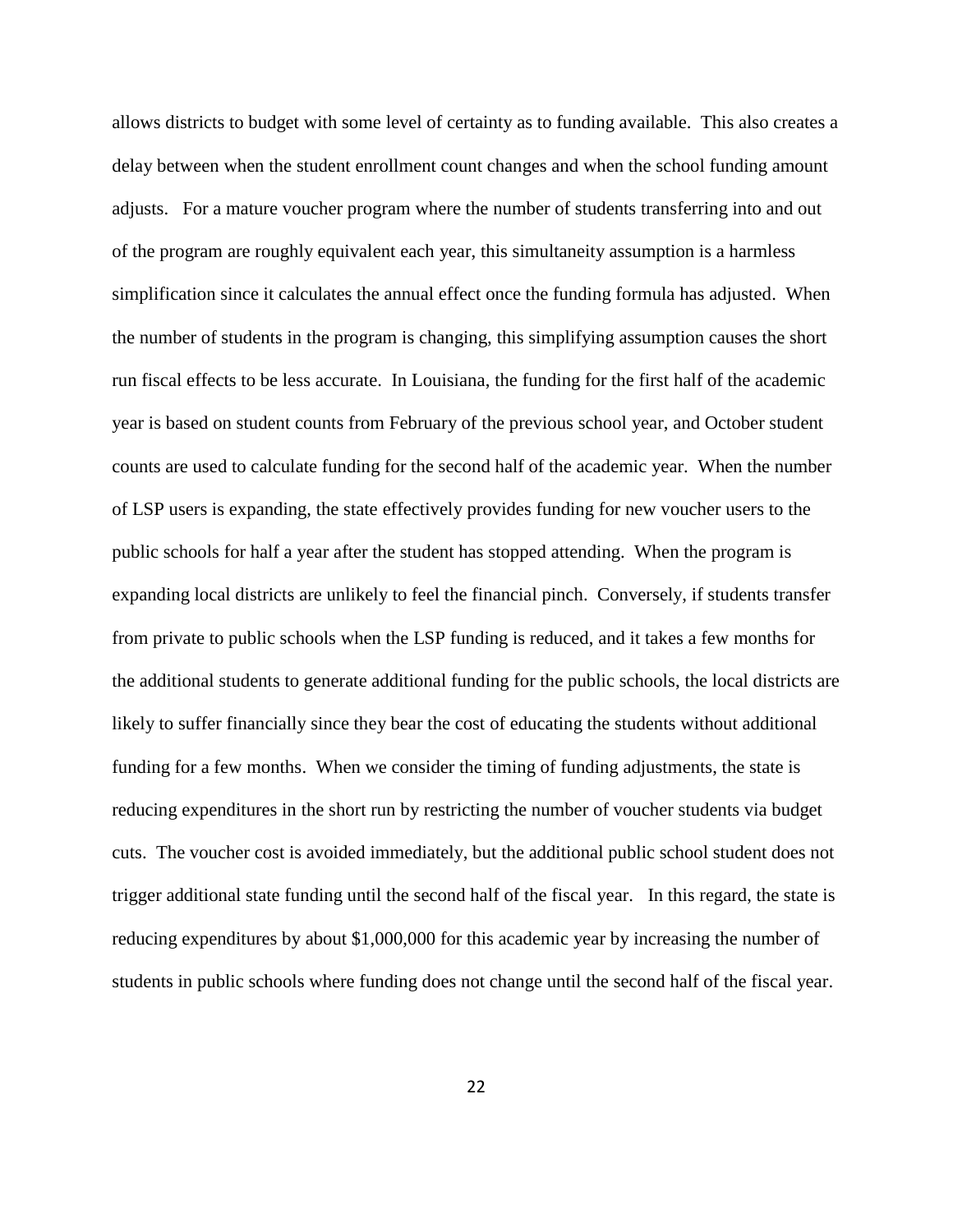allows districts to budget with some level of certainty as to funding available. This also creates a delay between when the student enrollment count changes and when the school funding amount adjusts. For a mature voucher program where the number of students transferring into and out of the program are roughly equivalent each year, this simultaneity assumption is a harmless simplification since it calculates the annual effect once the funding formula has adjusted. When the number of students in the program is changing, this simplifying assumption causes the short run fiscal effects to be less accurate. In Louisiana, the funding for the first half of the academic year is based on student counts from February of the previous school year, and October student counts are used to calculate funding for the second half of the academic year. When the number of LSP users is expanding, the state effectively provides funding for new voucher users to the public schools for half a year after the student has stopped attending. When the program is expanding local districts are unlikely to feel the financial pinch. Conversely, if students transfer from private to public schools when the LSP funding is reduced, and it takes a few months for the additional students to generate additional funding for the public schools, the local districts are likely to suffer financially since they bear the cost of educating the students without additional funding for a few months. When we consider the timing of funding adjustments, the state is reducing expenditures in the short run by restricting the number of voucher students via budget cuts. The voucher cost is avoided immediately, but the additional public school student does not trigger additional state funding until the second half of the fiscal year. In this regard, the state is reducing expenditures by about $1,000,000 for this academic year by increasing the number of students in public schools where funding does not change until the second half of the fiscal year.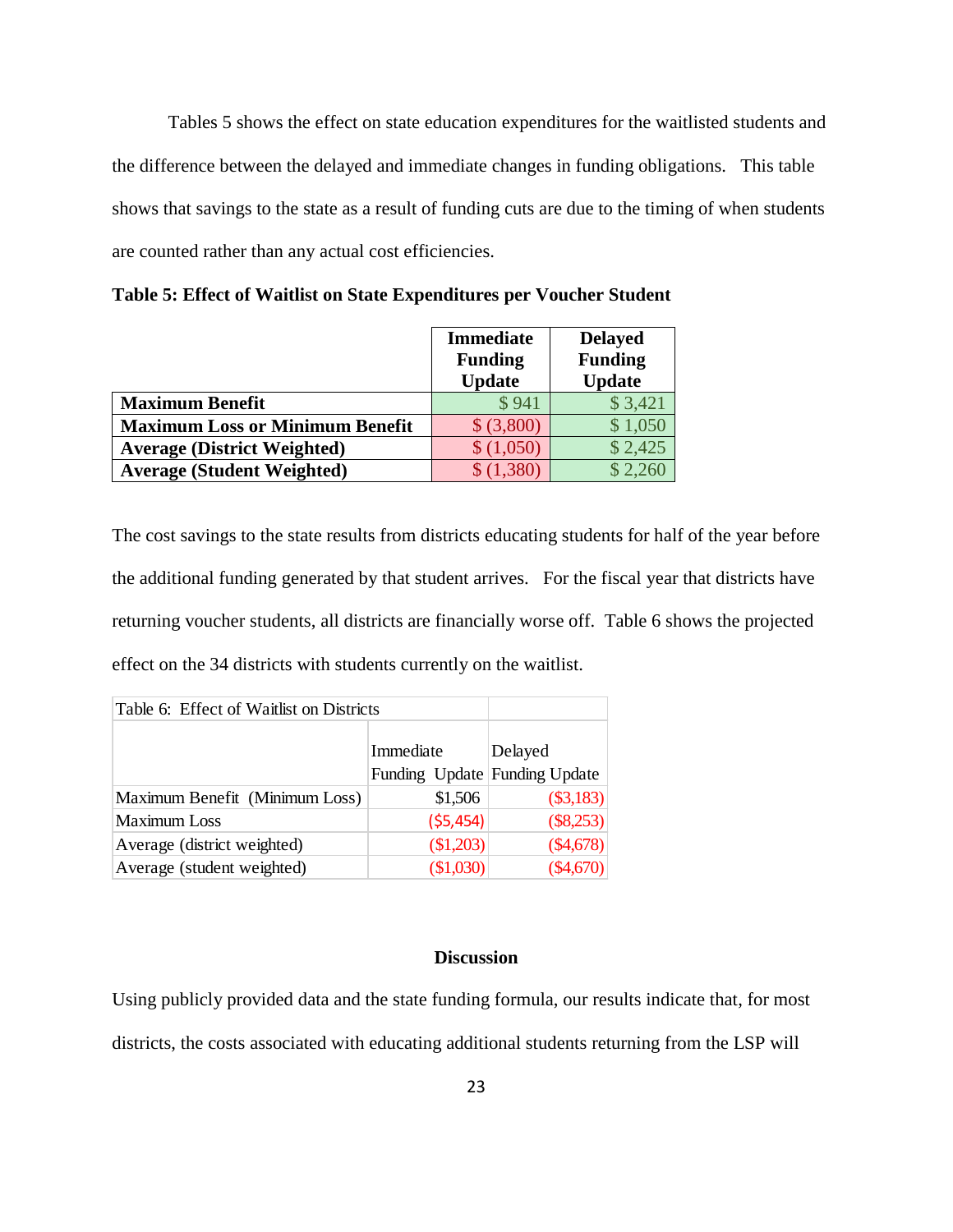Tables 5 shows the effect on state education expenditures for the waitlisted students and the difference between the delayed and immediate changes in funding obligations. This table shows that savings to the state as a result of funding cuts are due to the timing of when students are counted rather than any actual cost efficiencies.

**Table 5: Effect of Waitlist on State Expenditures per Voucher Student**

| | **Immediate Funding Update** | **Delayed Funding Update** |
|---|---|---|
| **Maximum Benefit** | $ 941 | $ 3,421 |
| **Maximum Loss or Minimum Benefit** | $ (3,800) | $ 1,050 |
| **Average (District Weighted)** | $ (1,050) | $ 2,425 |
| **Average (Student Weighted)** | $ (1,380) | $ 2,260 |

The cost savings to the state results from districts educating students for half of the year before the additional funding generated by that student arrives. For the fiscal year that districts have returning voucher students, all districts are financially worse off. Table 6 shows the projected effect on the 34 districts with students currently on the waitlist.

Table 6: Effect of Waitlist on Districts

| | Immediate Funding Update | Delayed Funding Update |
|---|---|---|
| Maximum Benefit (Minimum Loss) | $1,506 | ($3,183) |
| Maximum Loss | ($5,454) | ($8,253) |
| Average (district weighted) | ($1,203) | ($4,678) |
| Average (student weighted) | ($1,030) | ($4,670) |

## Discussion

Using publicly provided data and the state funding formula, our results indicate that, for most districts, the costs associated with educating additional students returning from the LSP will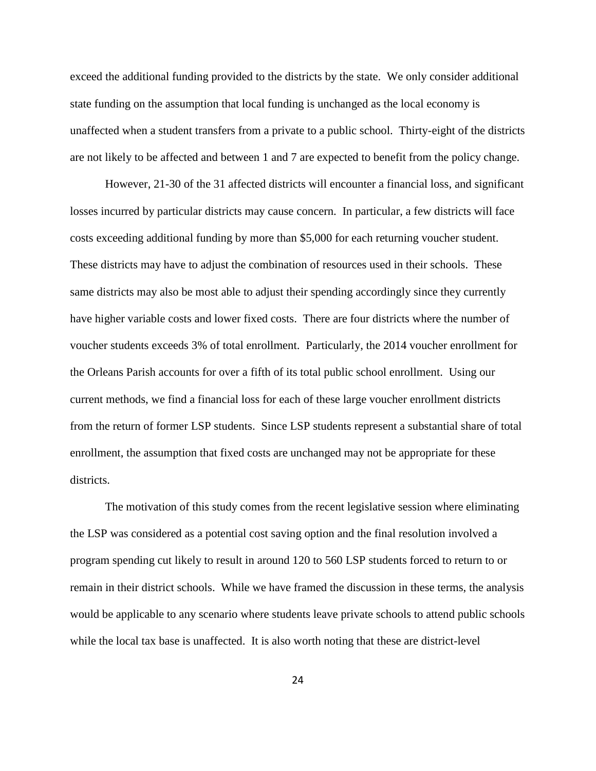exceed the additional funding provided to the districts by the state. We only consider additional state funding on the assumption that local funding is unchanged as the local economy is unaffected when a student transfers from a private to a public school. Thirty-eight of the districts are not likely to be affected and between 1 and 7 are expected to benefit from the policy change.

However, 21-30 of the 31 affected districts will encounter a financial loss, and significant losses incurred by particular districts may cause concern. In particular, a few districts will face costs exceeding additional funding by more than $5,000 for each returning voucher student. These districts may have to adjust the combination of resources used in their schools. These same districts may also be most able to adjust their spending accordingly since they currently have higher variable costs and lower fixed costs. There are four districts where the number of voucher students exceeds 3% of total enrollment. Particularly, the 2014 voucher enrollment for the Orleans Parish accounts for over a fifth of its total public school enrollment. Using our current methods, we find a financial loss for each of these large voucher enrollment districts from the return of former LSP students. Since LSP students represent a substantial share of total enrollment, the assumption that fixed costs are unchanged may not be appropriate for these districts.

The motivation of this study comes from the recent legislative session where eliminating the LSP was considered as a potential cost saving option and the final resolution involved a program spending cut likely to result in around 120 to 560 LSP students forced to return to or remain in their district schools. While we have framed the discussion in these terms, the analysis would be applicable to any scenario where students leave private schools to attend public schools while the local tax base is unaffected. It is also worth noting that these are district-level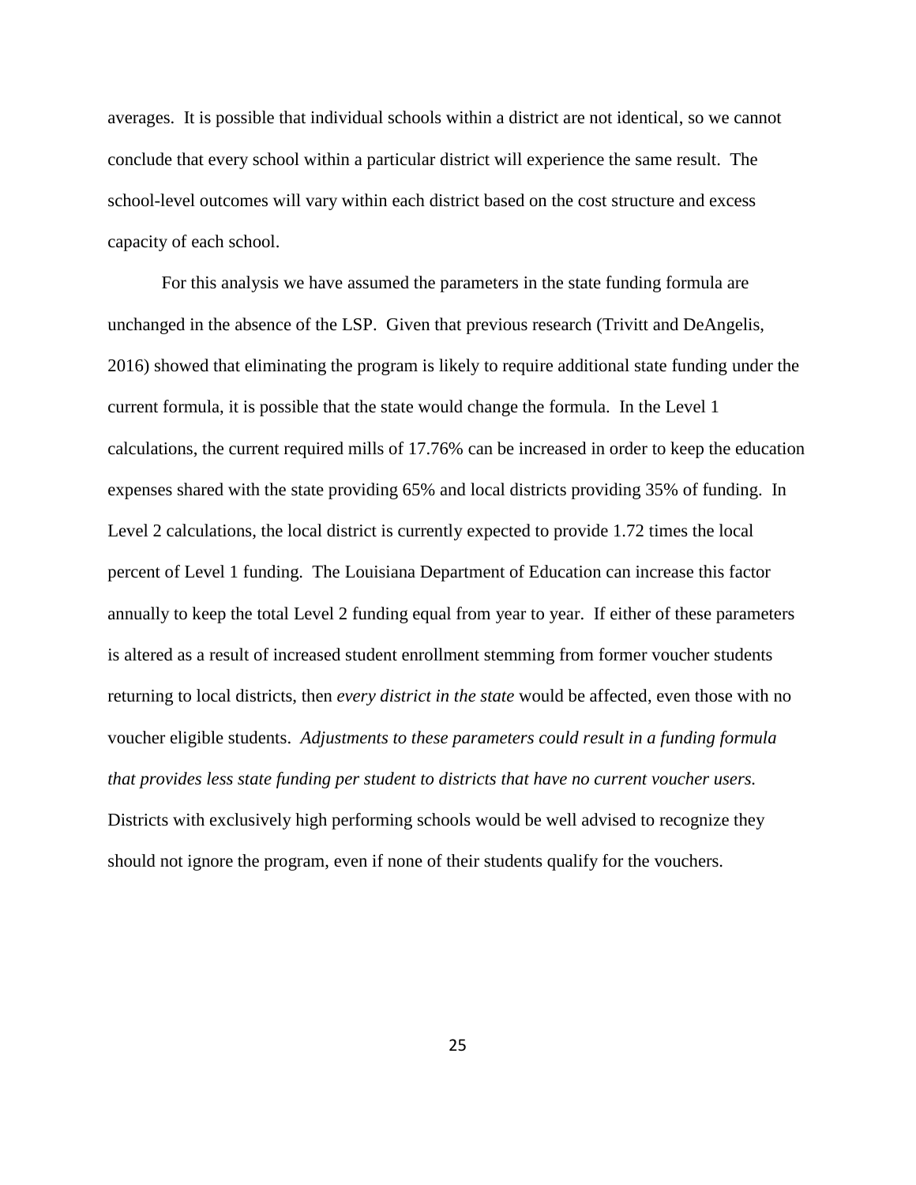averages. It is possible that individual schools within a district are not identical, so we cannot conclude that every school within a particular district will experience the same result. The school-level outcomes will vary within each district based on the cost structure and excess capacity of each school.

For this analysis we have assumed the parameters in the state funding formula are unchanged in the absence of the LSP. Given that previous research (Trivitt and DeAngelis, 2016) showed that eliminating the program is likely to require additional state funding under the current formula, it is possible that the state would change the formula. In the Level 1 calculations, the current required mills of 17.76% can be increased in order to keep the education expenses shared with the state providing 65% and local districts providing 35% of funding. In Level 2 calculations, the local district is currently expected to provide 1.72 times the local percent of Level 1 funding. The Louisiana Department of Education can increase this factor annually to keep the total Level 2 funding equal from year to year. If either of these parameters is altered as a result of increased student enrollment stemming from former voucher students returning to local districts, then *every district in the state* would be affected, even those with no voucher eligible students. *Adjustments to these parameters could result in a funding formula that provides less state funding per student to districts that have no current voucher users.* Districts with exclusively high performing schools would be well advised to recognize they should not ignore the program, even if none of their students qualify for the vouchers.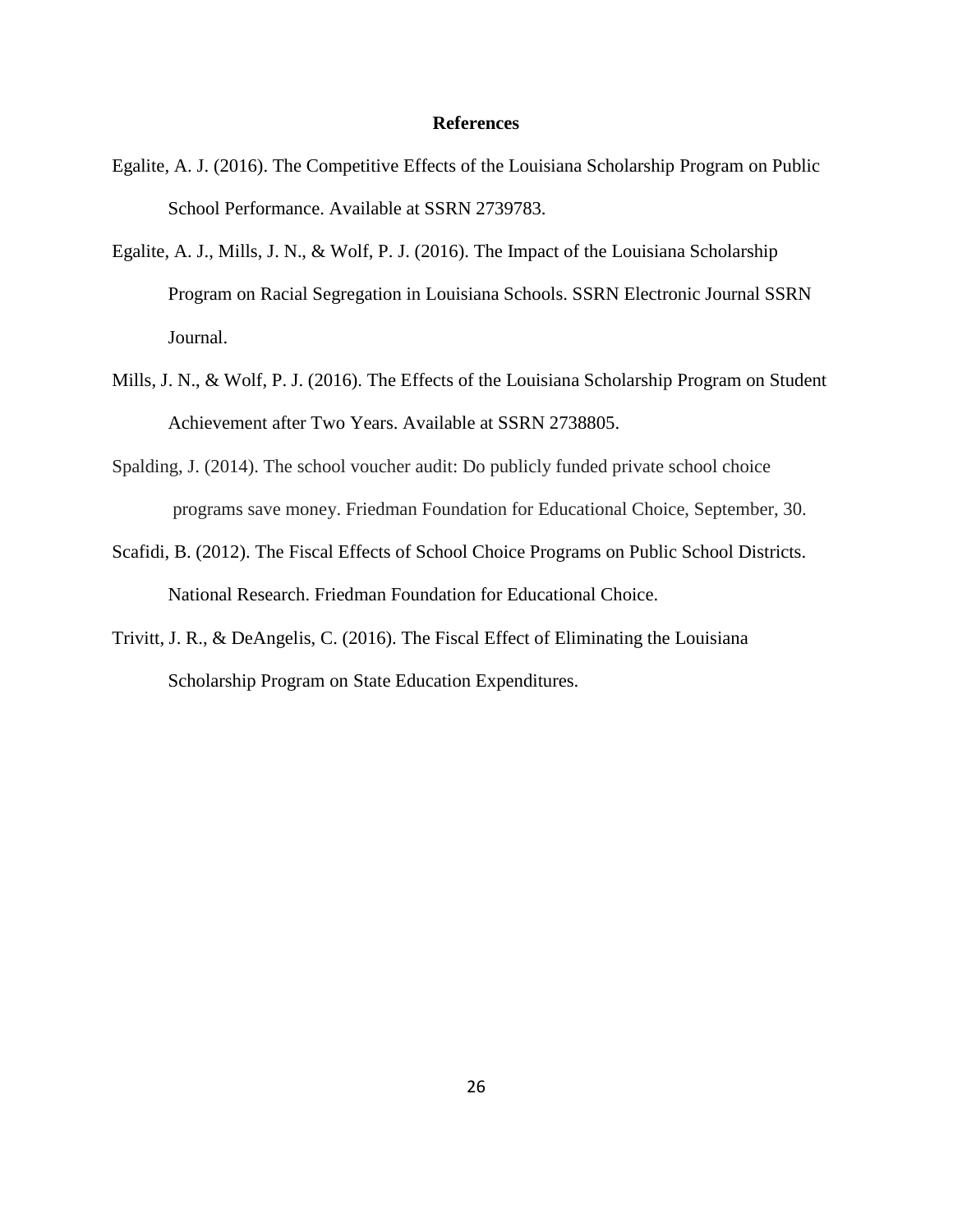# References

Egalite, A. J. (2016). The Competitive Effects of the Louisiana Scholarship Program on Public School Performance. Available at SSRN 2739783.

Egalite, A. J., Mills, J. N., & Wolf, P. J. (2016). The Impact of the Louisiana Scholarship Program on Racial Segregation in Louisiana Schools. SSRN Electronic Journal SSRN Journal.

Mills, J. N., & Wolf, P. J. (2016). The Effects of the Louisiana Scholarship Program on Student Achievement after Two Years. Available at SSRN 2738805.

Spalding, J. (2014). The school voucher audit: Do publicly funded private school choice programs save money. Friedman Foundation for Educational Choice, September, 30.

Scafidi, B. (2012). The Fiscal Effects of School Choice Programs on Public School Districts. National Research. Friedman Foundation for Educational Choice.

Trivitt, J. R., & DeAngelis, C. (2016). The Fiscal Effect of Eliminating the Louisiana Scholarship Program on State Education Expenditures.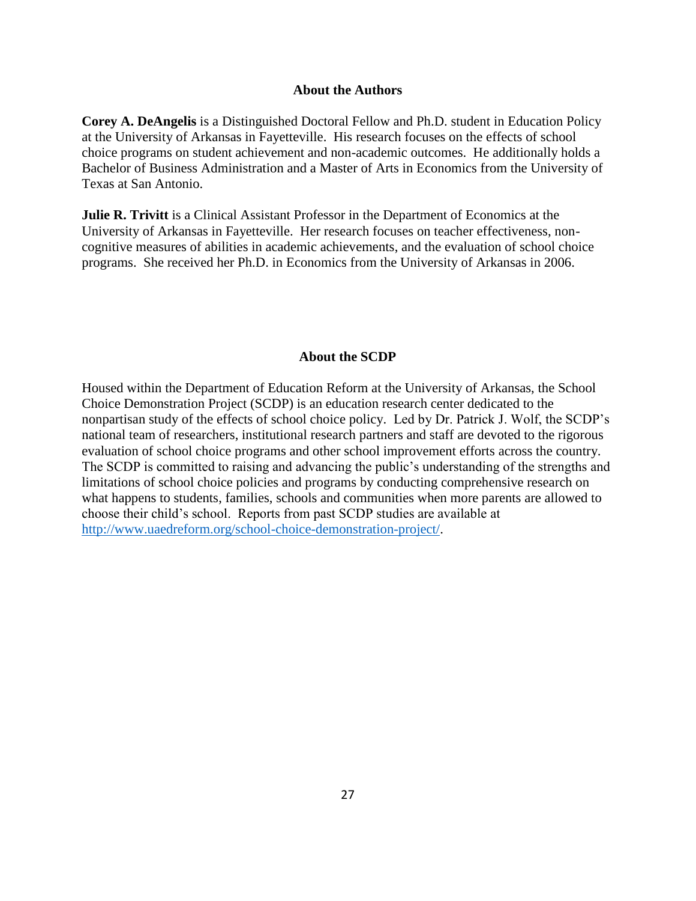## About the Authors

**Corey A. DeAngelis** is a Distinguished Doctoral Fellow and Ph.D. student in Education Policy at the University of Arkansas in Fayetteville. His research focuses on the effects of school choice programs on student achievement and non-academic outcomes. He additionally holds a Bachelor of Business Administration and a Master of Arts in Economics from the University of Texas at San Antonio.

**Julie R. Trivitt** is a Clinical Assistant Professor in the Department of Economics at the University of Arkansas in Fayetteville. Her research focuses on teacher effectiveness, non-cognitive measures of abilities in academic achievements, and the evaluation of school choice programs. She received her Ph.D. in Economics from the University of Arkansas in 2006.

## About the SCDP

Housed within the Department of Education Reform at the University of Arkansas, the School Choice Demonstration Project (SCDP) is an education research center dedicated to the nonpartisan study of the effects of school choice policy. Led by Dr. Patrick J. Wolf, the SCDP's national team of researchers, institutional research partners and staff are devoted to the rigorous evaluation of school choice programs and other school improvement efforts across the country. The SCDP is committed to raising and advancing the public's understanding of the strengths and limitations of school choice policies and programs by conducting comprehensive research on what happens to students, families, schools and communities when more parents are allowed to choose their child's school. Reports from past SCDP studies are available at [http://www.uaedreform.org/school-choice-demonstration-project/](http://www.uaedreform.org/school-choice-demonstration-project/).